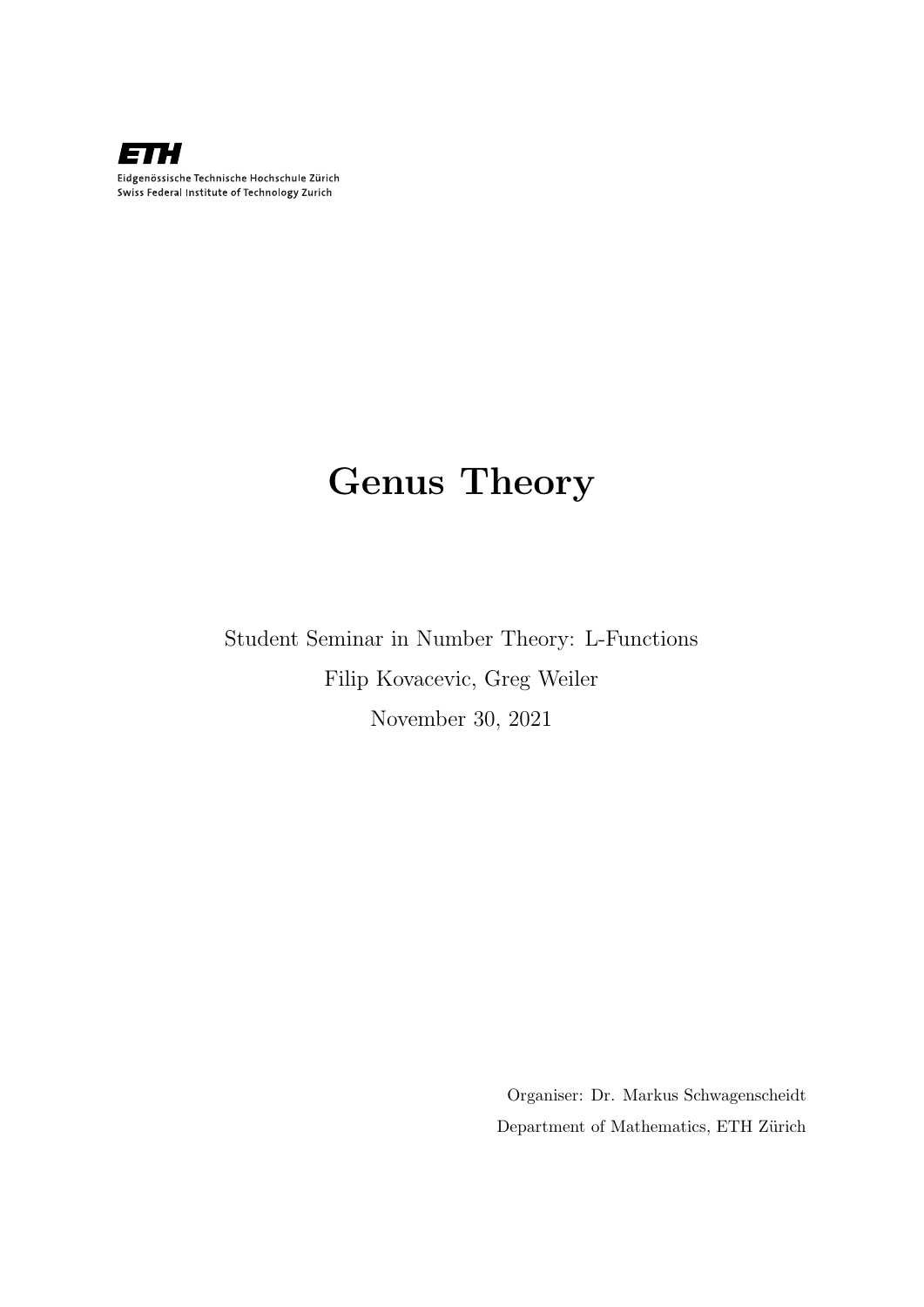ETH

Eidgenössische Technische Hochschule Zürich
Swiss Federal Institute of Technology Zurich

# Genus Theory

Student Seminar in Number Theory: L-Functions

Filip Kovacevic, Greg Weiler

November 30, 2021

Organiser: Dr. Markus Schwagenscheidt

Department of Mathematics, ETH Zürich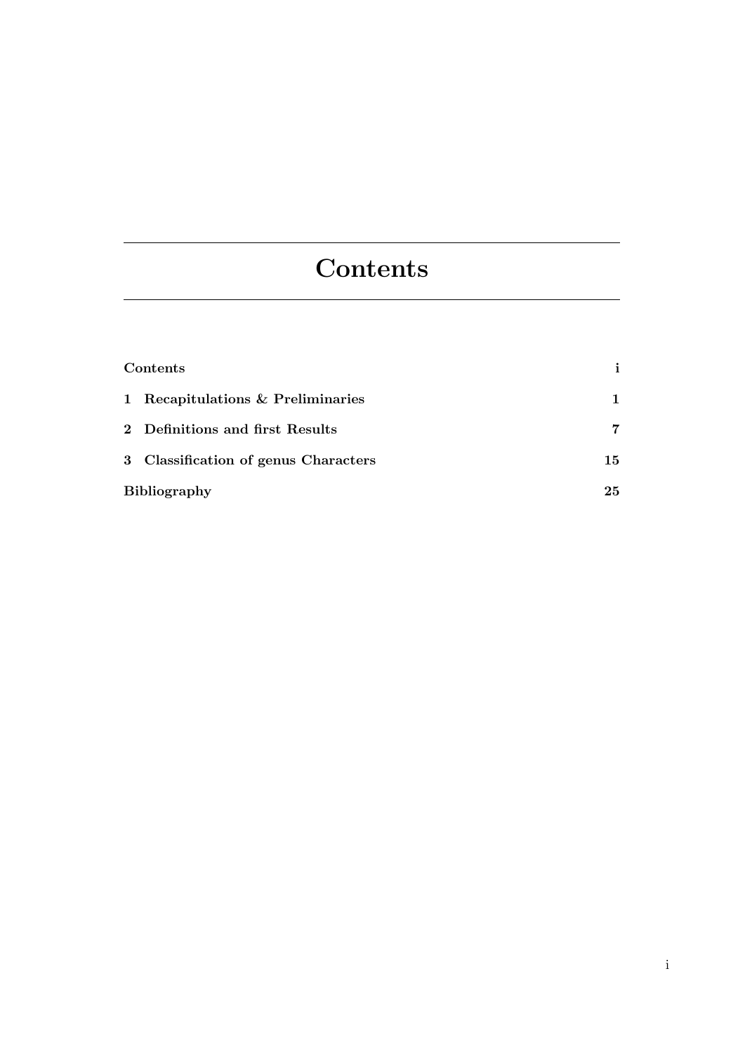# Contents

| | |
|---|---|
| **Contents** | **i** |
| **1 Recapitulations & Preliminaries** | **1** |
| **2 Definitions and first Results** | **7** |
| **3 Classification of genus Characters** | **15** |
| **Bibliography** | **25** |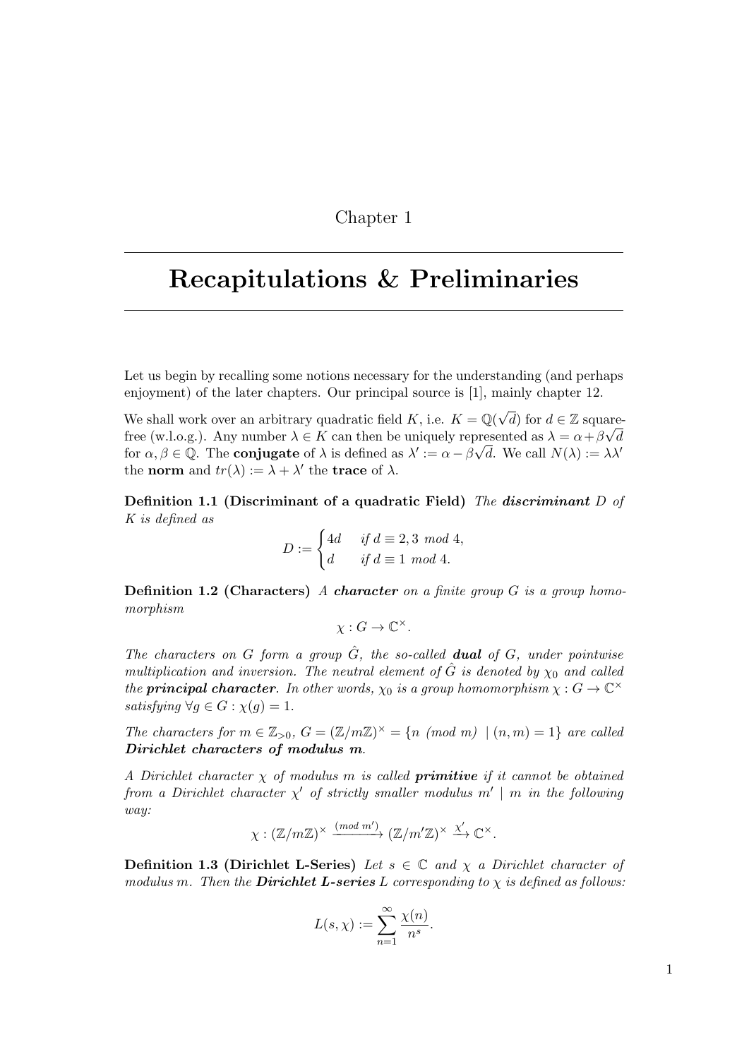Chapter 1

# Recapitulations & Preliminaries

Let us begin by recalling some notions necessary for the understanding (and perhaps enjoyment) of the later chapters. Our principal source is [1], mainly chapter 12.

We shall work over an arbitrary quadratic field $K$, i.e. $K = \mathbb{Q}(\sqrt{d})$ for $d \in \mathbb{Z}$ square-free (w.l.o.g.). Any number $\lambda \in K$ can then be uniquely represented as $\lambda = \alpha + \beta\sqrt{d}$ for $\alpha, \beta \in \mathbb{Q}$. The **conjugate** of $\lambda$ is defined as $\lambda' := \alpha - \beta\sqrt{d}$. We call $N(\lambda) := \lambda\lambda'$ the **norm** and $tr(\lambda) := \lambda + \lambda'$ the **trace** of $\lambda$.

**Definition 1.1 (Discriminant of a quadratic Field)** *The **discriminant** $D$ of $K$ is defined as*

$$D := \begin{cases} 4d & \text{if } d \equiv 2, 3 \text{ mod } 4, \\ d & \text{if } d \equiv 1 \text{ mod } 4. \end{cases}$$

**Definition 1.2 (Characters)** *A **character** on a finite group $G$ is a group homomorphism*

$$\chi : G \to \mathbb{C}^\times.$$

*The characters on $G$ form a group $\hat{G}$, the so-called **dual** of $G$, under pointwise multiplication and inversion. The neutral element of $\hat{G}$ is denoted by $\chi_0$ and called the **principal character**. In other words, $\chi_0$ is a group homomorphism $\chi : G \to \mathbb{C}^\times$ satisfying $\forall g \in G : \chi(g) = 1$.*

*The characters for $m \in \mathbb{Z}_{>0}$, $G = (\mathbb{Z}/m\mathbb{Z})^\times = \{n \ (mod\ m) \mid (n, m) = 1\}$ are called **Dirichlet characters of modulus m**.*

*A Dirichlet character $\chi$ of modulus $m$ is called **primitive** if it cannot be obtained from a Dirichlet character $\chi'$ of strictly smaller modulus $m' \mid m$ in the following way:*

$$\chi : (\mathbb{Z}/m\mathbb{Z})^\times \xrightarrow{(mod\ m')} (\mathbb{Z}/m'\mathbb{Z})^\times \xrightarrow{\chi'} \mathbb{C}^\times.$$

**Definition 1.3 (Dirichlet L-Series)** *Let $s \in \mathbb{C}$ and $\chi$ a Dirichlet character of modulus $m$. Then the **Dirichlet L-series** $L$ corresponding to $\chi$ is defined as follows:*

$$L(s, \chi) := \sum_{n=1}^{\infty} \frac{\chi(n)}{n^s}.$$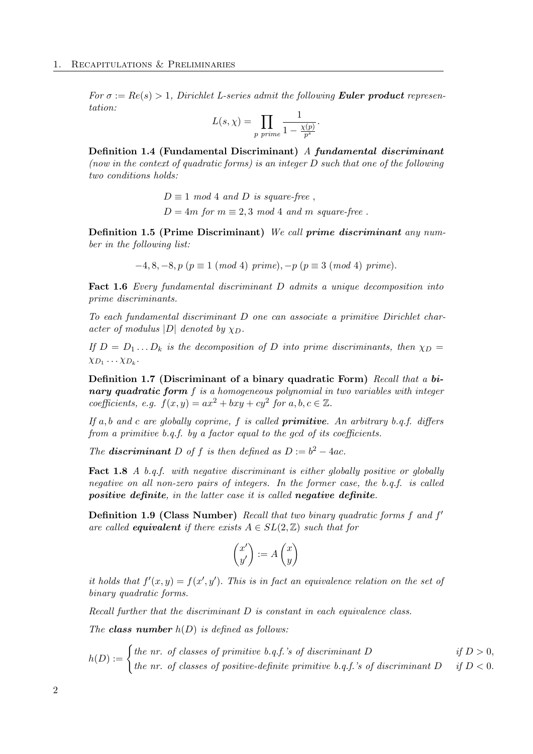*For $\sigma := Re(s) > 1$, Dirichlet L-series admit the following **Euler product** representation:*

$$L(s, \chi) = \prod_{p \text{ prime}} \frac{1}{1 - \frac{\chi(p)}{p^s}}.$$

**Definition 1.4 (Fundamental Discriminant)** *A **fundamental discriminant** (now in the context of quadratic forms) is an integer $D$ such that one of the following two conditions holds:*

$$D \equiv 1 \text{ mod } 4 \text{ and } D \text{ is square-free },$$
$$D = 4m \text{ for } m \equiv 2, 3 \text{ mod } 4 \text{ and } m \text{ square-free }.$$

**Definition 1.5 (Prime Discriminant)** *We call **prime discriminant** any number in the following list:*

$$-4, 8, -8, p \ (p \equiv 1 \ (mod \ 4) \text{ prime}), -p \ (p \equiv 3 \ (mod \ 4) \text{ prime}).$$

**Fact 1.6** *Every fundamental discriminant $D$ admits a unique decomposition into prime discriminants.*

*To each fundamental discriminant $D$ one can associate a primitive Dirichlet character of modulus $|D|$ denoted by $\chi_D$.*

*If $D = D_1 \dots D_k$ is the decomposition of $D$ into prime discriminants, then $\chi_D = \chi_{D_1} \cdots \chi_{D_k}$.*

**Definition 1.7 (Discriminant of a binary quadratic Form)** *Recall that a **binary quadratic form** $f$ is a homogeneous polynomial in two variables with integer coefficients, e.g. $f(x, y) = ax^2 + bxy + cy^2$ for $a, b, c \in \mathbb{Z}$.*

*If $a, b$ and $c$ are globally coprime, $f$ is called **primitive**. An arbitrary b.q.f. differs from a primitive b.q.f. by a factor equal to the gcd of its coefficients.*

*The **discriminant** $D$ of $f$ is then defined as $D := b^2 - 4ac$.*

**Fact 1.8** *A b.q.f. with negative discriminant is either globally positive or globally negative on all non-zero pairs of integers. In the former case, the b.q.f. is called **positive definite**, in the latter case it is called **negative definite**.*

**Definition 1.9 (Class Number)** *Recall that two binary quadratic forms $f$ and $f'$ are called **equivalent** if there exists $A \in SL(2, \mathbb{Z})$ such that for*

$$\begin{pmatrix} x' \\ y' \end{pmatrix} := A \begin{pmatrix} x \\ y \end{pmatrix}$$

*it holds that $f'(x, y) = f(x', y')$. This is in fact an equivalence relation on the set of binary quadratic forms.*

*Recall further that the discriminant $D$ is constant in each equivalence class.*

*The **class number** $h(D)$ is defined as follows:*

$$h(D) := \begin{cases} \text{the nr. of classes of primitive b.q.f.'s of discriminant } D & \text{if } D > 0, \\ \text{the nr. of classes of positive-definite primitive b.q.f.'s of discriminant } D & \text{if } D < 0. \end{cases}$$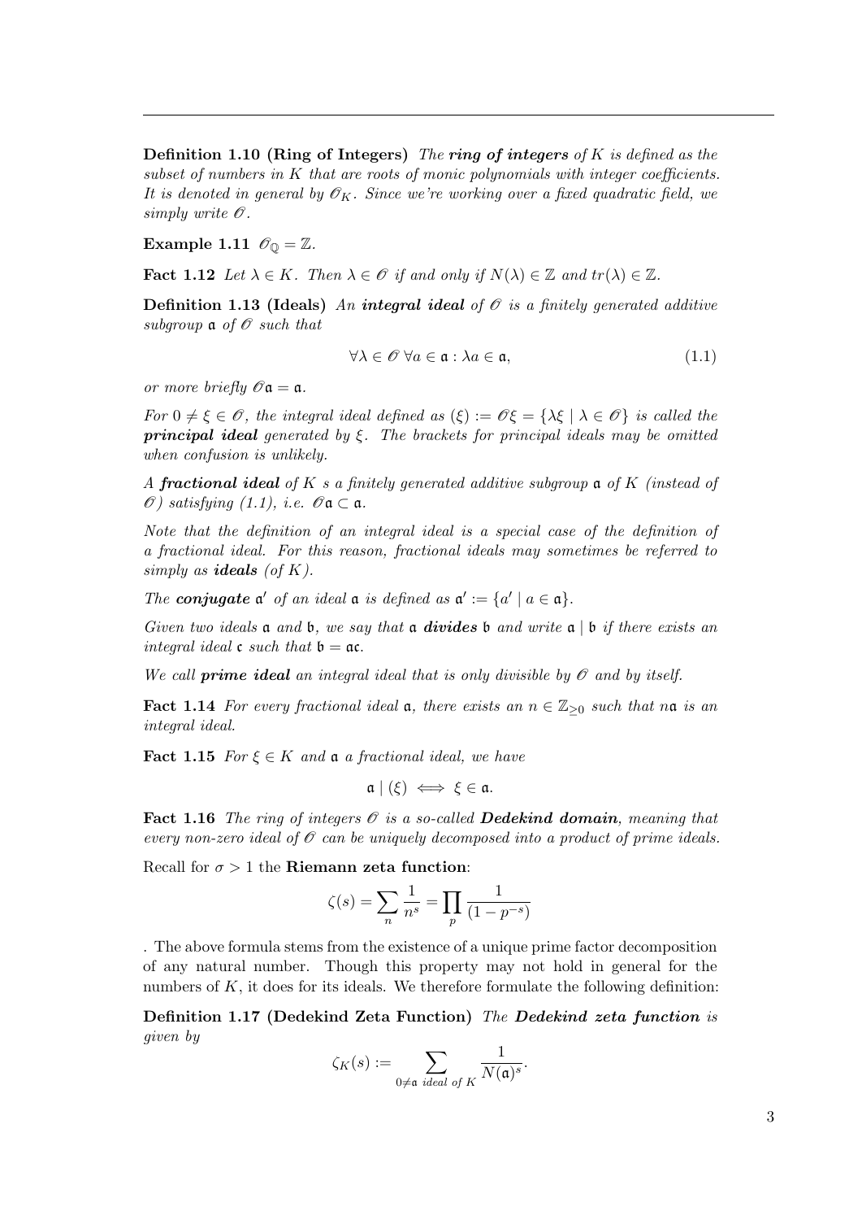**Definition 1.10 (Ring of Integers)** *The **ring of integers** of $K$ is defined as the subset of numbers in $K$ that are roots of monic polynomials with integer coefficients. It is denoted in general by $\mathscr{O}_K$. Since we're working over a fixed quadratic field, we simply write $\mathscr{O}$.*

**Example 1.11** $\mathscr{O}_{\mathbb{Q}} = \mathbb{Z}$.

**Fact 1.12** *Let $\lambda \in K$. Then $\lambda \in \mathscr{O}$ if and only if $N(\lambda) \in \mathbb{Z}$ and $tr(\lambda) \in \mathbb{Z}$.*

**Definition 1.13 (Ideals)** *An **integral ideal** of $\mathscr{O}$ is a finitely generated additive subgroup $\mathfrak{a}$ of $\mathscr{O}$ such that*

$$\forall \lambda \in \mathscr{O} \; \forall a \in \mathfrak{a} : \lambda a \in \mathfrak{a}, \tag{1.1}$$

*or more briefly $\mathscr{O}\mathfrak{a} = \mathfrak{a}$.*

*For $0 \neq \xi \in \mathscr{O}$, the integral ideal defined as $(\xi) := \mathscr{O}\xi = \{\lambda\xi \mid \lambda \in \mathscr{O}\}$ is called the **principal ideal** generated by $\xi$. The brackets for principal ideals may be omitted when confusion is unlikely.*

*A **fractional ideal** of $K$ s a finitely generated additive subgroup $\mathfrak{a}$ of $K$ (instead of $\mathscr{O}$) satisfying (1.1), i.e. $\mathscr{O}\mathfrak{a} \subset \mathfrak{a}$.*

*Note that the definition of an integral ideal is a special case of the definition of a fractional ideal. For this reason, fractional ideals may sometimes be referred to simply as **ideals** (of $K$).*

*The **conjugate** $\mathfrak{a}'$ of an ideal $\mathfrak{a}$ is defined as $\mathfrak{a}' := \{a' \mid a \in \mathfrak{a}\}$.*

*Given two ideals $\mathfrak{a}$ and $\mathfrak{b}$, we say that $\mathfrak{a}$ **divides** $\mathfrak{b}$ and write $\mathfrak{a} \mid \mathfrak{b}$ if there exists an integral ideal $\mathfrak{c}$ such that $\mathfrak{b} = \mathfrak{a}\mathfrak{c}$.*

*We call **prime ideal** an integral ideal that is only divisible by $\mathscr{O}$ and by itself.*

**Fact 1.14** *For every fractional ideal $\mathfrak{a}$, there exists an $n \in \mathbb{Z}_{\geq 0}$ such that $n\mathfrak{a}$ is an integral ideal.*

**Fact 1.15** *For $\xi \in K$ and $\mathfrak{a}$ a fractional ideal, we have*

$$\mathfrak{a} \mid (\xi) \iff \xi \in \mathfrak{a}.$$

**Fact 1.16** *The ring of integers $\mathscr{O}$ is a so-called **Dedekind domain**, meaning that every non-zero ideal of $\mathscr{O}$ can be uniquely decomposed into a product of prime ideals.*

Recall for $\sigma > 1$ the **Riemann zeta function**:

$$\zeta(s) = \sum_n \frac{1}{n^s} = \prod_p \frac{1}{(1 - p^{-s})}$$

. The above formula stems from the existence of a unique prime factor decomposition of any natural number. Though this property may not hold in general for the numbers of $K$, it does for its ideals. We therefore formulate the following definition:

**Definition 1.17 (Dedekind Zeta Function)** *The **Dedekind zeta function** is given by*

$$\zeta_K(s) := \sum_{0 \neq \mathfrak{a} \text{ ideal of } K} \frac{1}{N(\mathfrak{a})^s}.$$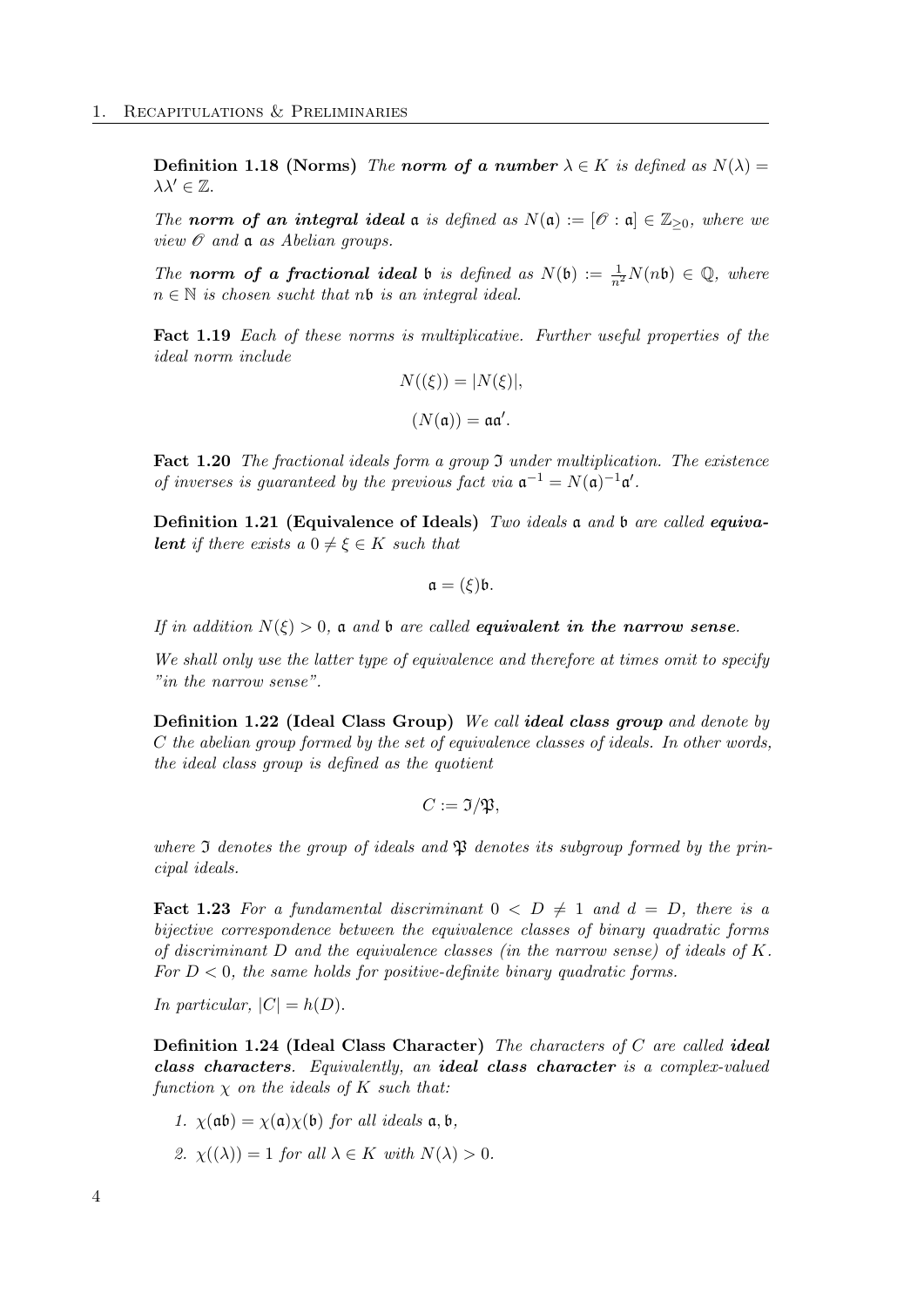**Definition 1.18 (Norms)** *The **norm of a number** $\lambda \in K$ is defined as $N(\lambda) = \lambda\lambda' \in \mathbb{Z}$.*

*The **norm of an integral ideal** $\mathfrak{a}$ is defined as $N(\mathfrak{a}) := [\mathscr{O} : \mathfrak{a}] \in \mathbb{Z}_{\geq 0}$, where we view $\mathscr{O}$ and $\mathfrak{a}$ as Abelian groups.*

*The **norm of a fractional ideal** $\mathfrak{b}$ is defined as $N(\mathfrak{b}) := \frac{1}{n^2}N(n\mathfrak{b}) \in \mathbb{Q}$, where $n \in \mathbb{N}$ is chosen sucht that $n\mathfrak{b}$ is an integral ideal.*

**Fact 1.19** *Each of these norms is multiplicative. Further useful properties of the ideal norm include*

$$N((\xi)) = |N(\xi)|,$$

$$(N(\mathfrak{a})) = \mathfrak{a}\mathfrak{a}'.$$

**Fact 1.20** *The fractional ideals form a group $\mathfrak{I}$ under multiplication. The existence of inverses is guaranteed by the previous fact via $\mathfrak{a}^{-1} = N(\mathfrak{a})^{-1}\mathfrak{a}'$.*

**Definition 1.21 (Equivalence of Ideals)** *Two ideals $\mathfrak{a}$ and $\mathfrak{b}$ are called **equivalent** if there exists a $0 \neq \xi \in K$ such that*

$$\mathfrak{a} = (\xi)\mathfrak{b}.$$

*If in addition $N(\xi) > 0$, $\mathfrak{a}$ and $\mathfrak{b}$ are called **equivalent in the narrow sense**.*

*We shall only use the latter type of equivalence and therefore at times omit to specify "in the narrow sense".*

**Definition 1.22 (Ideal Class Group)** *We call **ideal class group** and denote by $C$ the abelian group formed by the set of equivalence classes of ideals. In other words, the ideal class group is defined as the quotient*

$$C := \mathfrak{I}/\mathfrak{P},$$

*where $\mathfrak{I}$ denotes the group of ideals and $\mathfrak{P}$ denotes its subgroup formed by the principal ideals.*

**Fact 1.23** *For a fundamental discriminant $0 < D \neq 1$ and $d = D$, there is a bijective correspondence between the equivalence classes of binary quadratic forms of discriminant $D$ and the equivalence classes (in the narrow sense) of ideals of $K$. For $D < 0$, the same holds for positive-definite binary quadratic forms.*

*In particular, $|C| = h(D)$.*

**Definition 1.24 (Ideal Class Character)** *The characters of $C$ are called **ideal class characters**. Equivalently, an **ideal class character** is a complex-valued function $\chi$ on the ideals of $K$ such that:*

1. *$\chi(\mathfrak{a}\mathfrak{b}) = \chi(\mathfrak{a})\chi(\mathfrak{b})$ for all ideals $\mathfrak{a}, \mathfrak{b}$,*
2. *$\chi((\lambda)) = 1$ for all $\lambda \in K$ with $N(\lambda) > 0$.*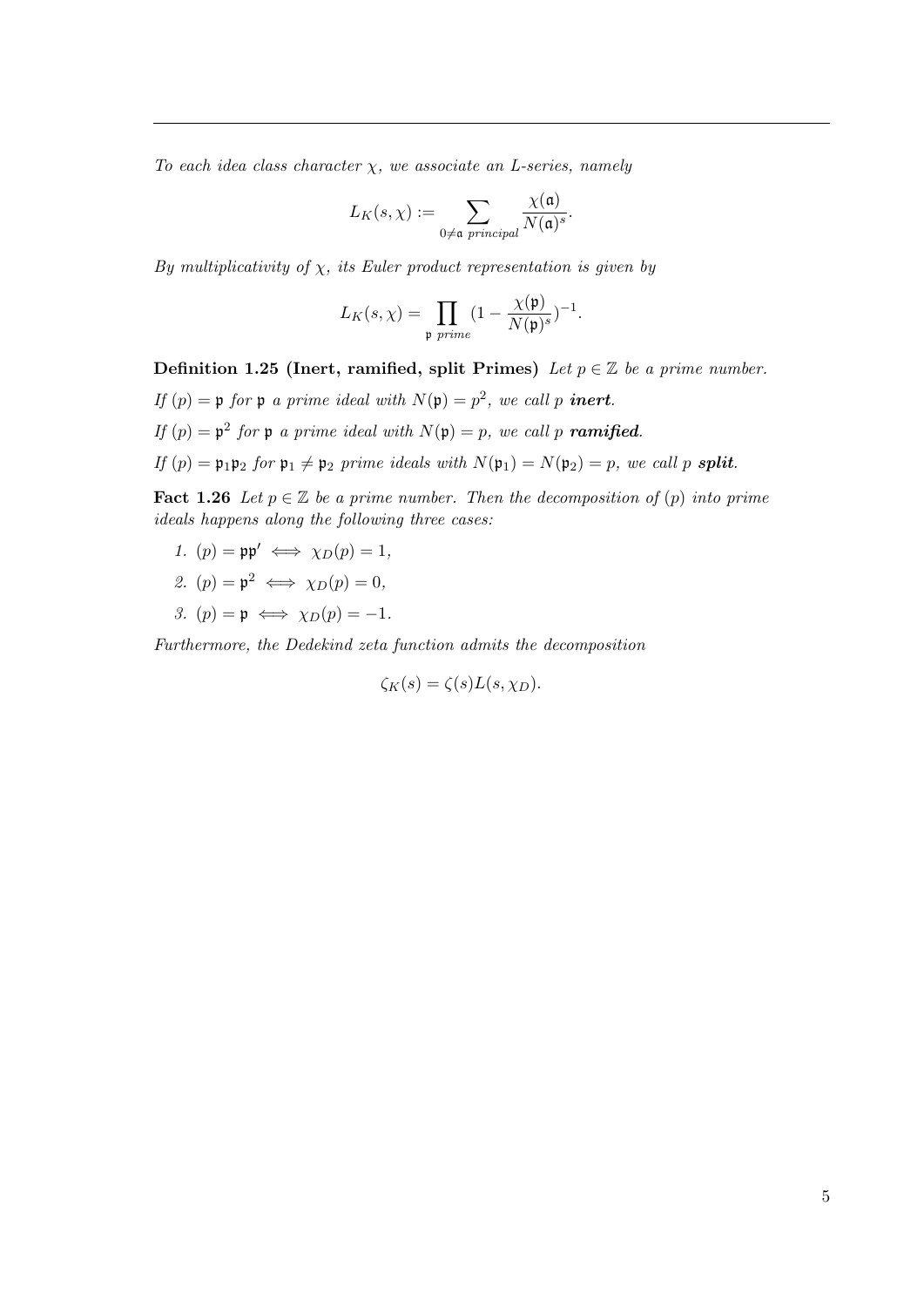*To each idea class character $\chi$, we associate an L-series, namely*

$$L_K(s,\chi) := \sum_{0 \neq \mathfrak{a} \text{ principal}} \frac{\chi(\mathfrak{a})}{N(\mathfrak{a})^s}.$$

*By multiplicativity of $\chi$, its Euler product representation is given by*

$$L_K(s,\chi) = \prod_{\mathfrak{p} \text{ prime}} (1 - \frac{\chi(\mathfrak{p})}{N(\mathfrak{p})^s})^{-1}.$$

**Definition 1.25 (Inert, ramified, split Primes)** *Let $p \in \mathbb{Z}$ be a prime number.*

*If $(p) = \mathfrak{p}$ for $\mathfrak{p}$ a prime ideal with $N(\mathfrak{p}) = p^2$, we call $p$* ***inert****.*

*If $(p) = \mathfrak{p}^2$ for $\mathfrak{p}$ a prime ideal with $N(\mathfrak{p}) = p$, we call $p$* ***ramified****.*

*If $(p) = \mathfrak{p}_1\mathfrak{p}_2$ for $\mathfrak{p}_1 \neq \mathfrak{p}_2$ prime ideals with $N(\mathfrak{p}_1) = N(\mathfrak{p}_2) = p$, we call $p$* ***split****.*

**Fact 1.26** *Let $p \in \mathbb{Z}$ be a prime number. Then the decomposition of $(p)$ into prime ideals happens along the following three cases:*

1. $(p) = \mathfrak{p}\mathfrak{p}' \iff \chi_D(p) = 1,$
2. $(p) = \mathfrak{p}^2 \iff \chi_D(p) = 0,$
3. $(p) = \mathfrak{p} \iff \chi_D(p) = -1.$

*Furthermore, the Dedekind zeta function admits the decomposition*

$$\zeta_K(s) = \zeta(s)L(s, \chi_D).$$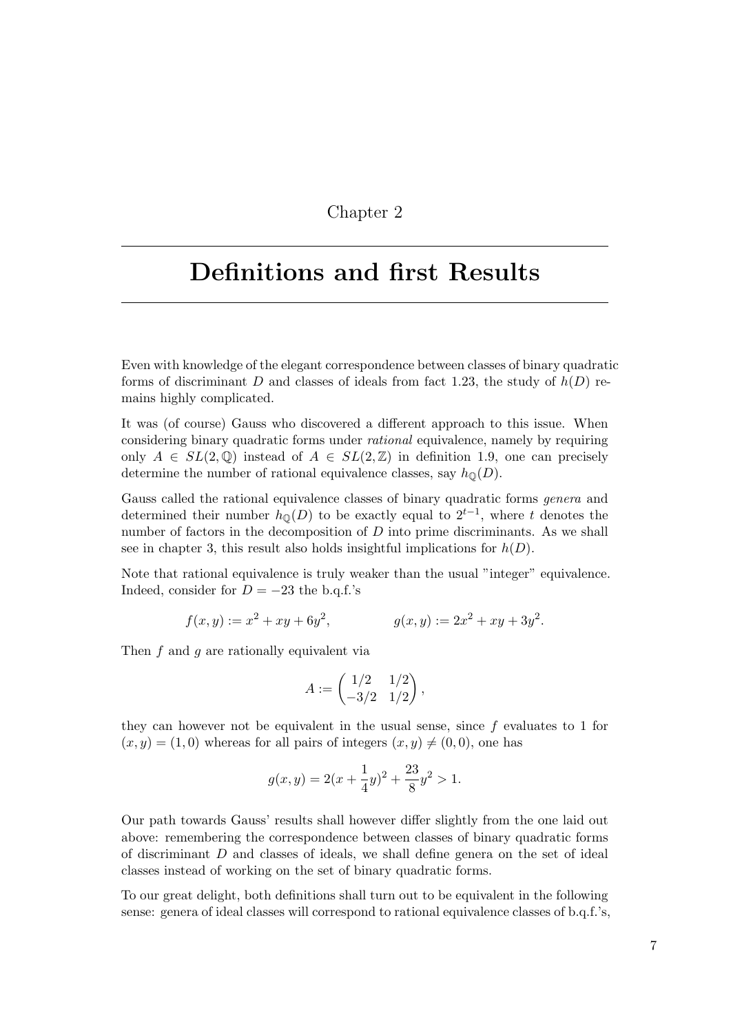Chapter 2

# Definitions and first Results

Even with knowledge of the elegant correspondence between classes of binary quadratic forms of discriminant $D$ and classes of ideals from fact 1.23, the study of $h(D)$ remains highly complicated.

It was (of course) Gauss who discovered a different approach to this issue. When considering binary quadratic forms under *rational* equivalence, namely by requiring only $A \in SL(2,\mathbb{Q})$ instead of $A \in SL(2,\mathbb{Z})$ in definition 1.9, one can precisely determine the number of rational equivalence classes, say $h_{\mathbb{Q}}(D)$.

Gauss called the rational equivalence classes of binary quadratic forms *genera* and determined their number $h_{\mathbb{Q}}(D)$ to be exactly equal to $2^{t-1}$, where $t$ denotes the number of factors in the decomposition of $D$ into prime discriminants. As we shall see in chapter 3, this result also holds insightful implications for $h(D)$.

Note that rational equivalence is truly weaker than the usual "integer" equivalence. Indeed, consider for $D = -23$ the b.q.f.'s

$$f(x,y) := x^2 + xy + 6y^2, \qquad\qquad g(x,y) := 2x^2 + xy + 3y^2.$$

Then $f$ and $g$ are rationally equivalent via

$$A := \begin{pmatrix} 1/2 & 1/2 \\ -3/2 & 1/2 \end{pmatrix},$$

they can however not be equivalent in the usual sense, since $f$ evaluates to 1 for $(x,y) = (1,0)$ whereas for all pairs of integers $(x,y) \neq (0,0)$, one has

$$g(x,y) = 2(x + \frac{1}{4}y)^2 + \frac{23}{8}y^2 > 1.$$

Our path towards Gauss' results shall however differ slightly from the one laid out above: remembering the correspondence between classes of binary quadratic forms of discriminant $D$ and classes of ideals, we shall define genera on the set of ideal classes instead of working on the set of binary quadratic forms.

To our great delight, both definitions shall turn out to be equivalent in the following sense: genera of ideal classes will correspond to rational equivalence classes of b.q.f.'s,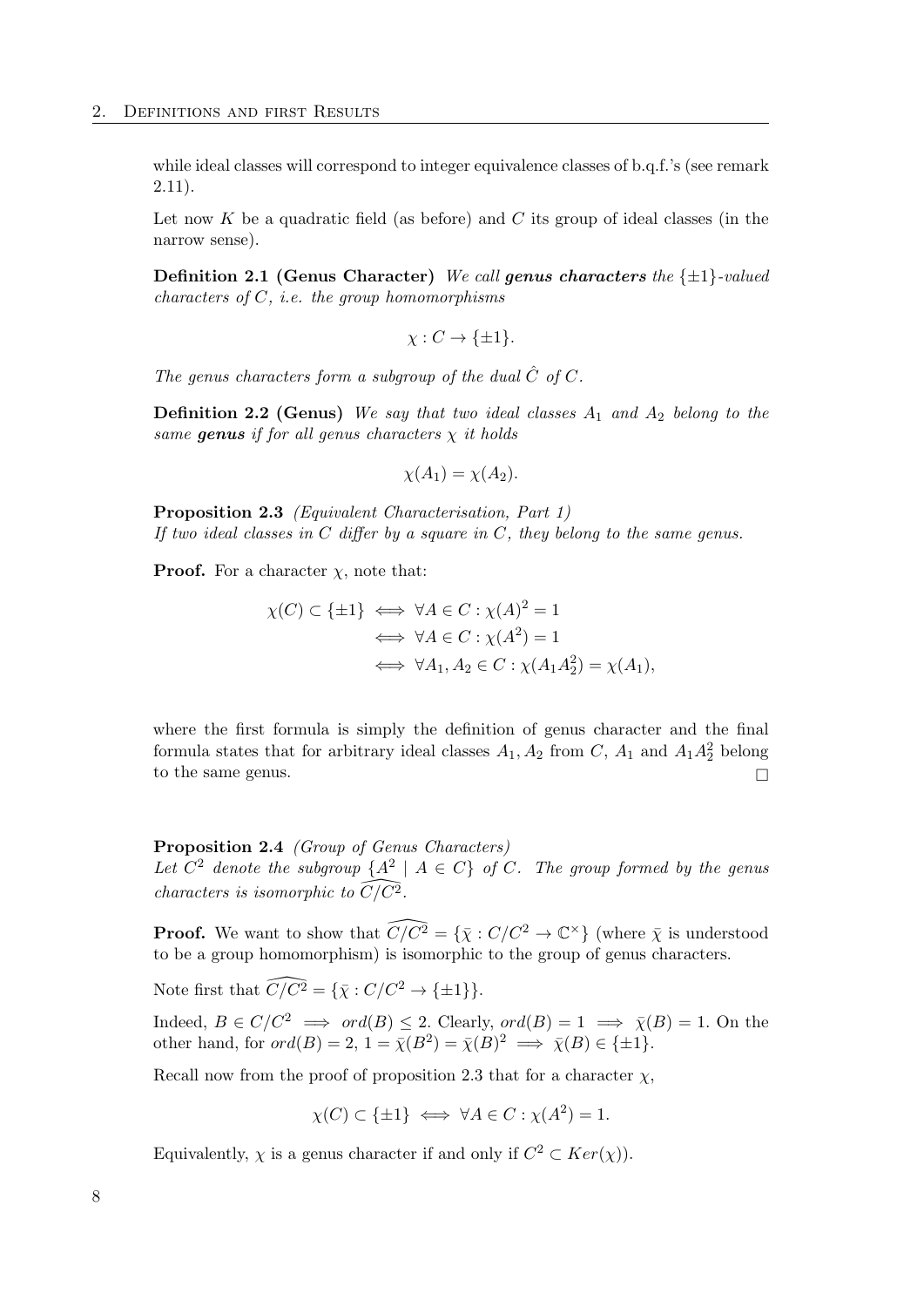while ideal classes will correspond to integer equivalence classes of b.q.f.'s (see remark 2.11).

Let now $K$ be a quadratic field (as before) and $C$ its group of ideal classes (in the narrow sense).

**Definition 2.1 (Genus Character)** *We call **genus characters** the $\{\pm 1\}$-valued characters of $C$, i.e. the group homomorphisms*

$$\chi : C \to \{\pm 1\}.$$

*The genus characters form a subgroup of the dual $\hat{C}$ of $C$.*

**Definition 2.2 (Genus)** *We say that two ideal classes $A_1$ and $A_2$ belong to the same **genus** if for all genus characters $\chi$ it holds*

$$\chi(A_1) = \chi(A_2).$$

**Proposition 2.3** *(Equivalent Characterisation, Part 1)*
*If two ideal classes in $C$ differ by a square in $C$, they belong to the same genus.*

**Proof.** For a character $\chi$, note that:

$$\begin{aligned}
\chi(C) \subset \{\pm 1\} &\iff \forall A \in C : \chi(A)^2 = 1 \\
&\iff \forall A \in C : \chi(A^2) = 1 \\
&\iff \forall A_1, A_2 \in C : \chi(A_1 A_2^2) = \chi(A_1),
\end{aligned}$$

where the first formula is simply the definition of genus character and the final formula states that for arbitrary ideal classes $A_1, A_2$ from $C$, $A_1$ and $A_1 A_2^2$ belong to the same genus. $\square$

**Proposition 2.4** *(Group of Genus Characters)*
*Let $C^2$ denote the subgroup $\{A^2 \mid A \in C\}$ of $C$. The group formed by the genus characters is isomorphic to $\widehat{C/C^2}$.*

**Proof.** We want to show that $\widehat{C/C^2} = \{\bar{\chi} : C/C^2 \to \mathbb{C}^\times\}$ (where $\bar{\chi}$ is understood to be a group homomorphism) is isomorphic to the group of genus characters.

Note first that $\widehat{C/C^2} = \{\bar{\chi} : C/C^2 \to \{\pm 1\}\}$.

Indeed, $B \in C/C^2 \implies ord(B) \leq 2$. Clearly, $ord(B) = 1 \implies \bar{\chi}(B) = 1$. On the other hand, for $ord(B) = 2$, $1 = \bar{\chi}(B^2) = \bar{\chi}(B)^2 \implies \bar{\chi}(B) \in \{\pm 1\}$.

Recall now from the proof of proposition 2.3 that for a character $\chi$,

$$\chi(C) \subset \{\pm 1\} \iff \forall A \in C : \chi(A^2) = 1.$$

Equivalently, $\chi$ is a genus character if and only if $C^2 \subset Ker(\chi))$.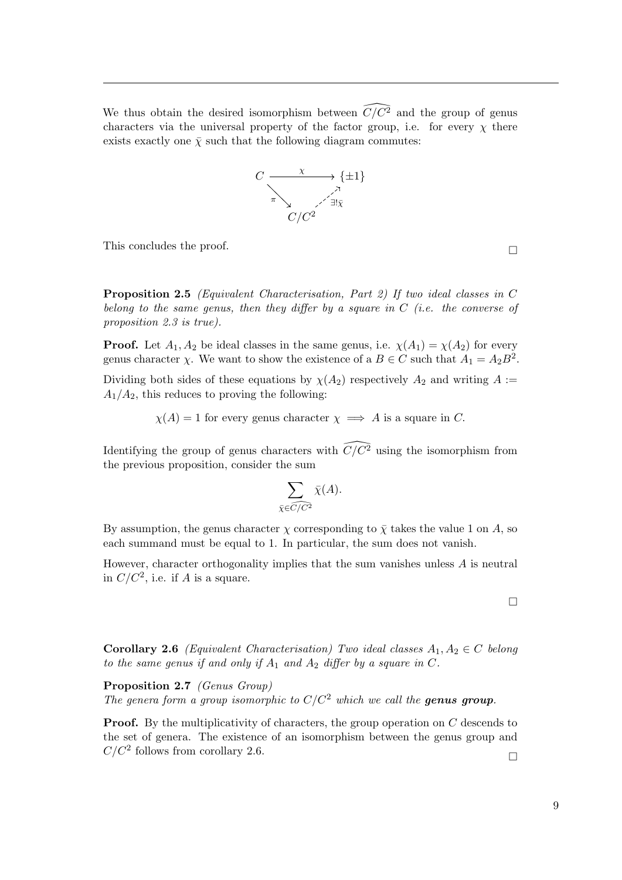We thus obtain the desired isomorphism between $\widehat{C/C^2}$ and the group of genus characters via the universal property of the factor group, i.e. for every $\chi$ there exists exactly one $\bar{\chi}$ such that the following diagram commutes:

$$\begin{array}{ccc} C & \xrightarrow{\quad\chi\quad} & \{\pm 1\} \\ & {}_{\pi}\searrow \quad \nearrow_{\exists!\bar{\chi}} & \\ & C/C^2 & \end{array}$$

This concludes the proof. □

**Proposition 2.5** *(Equivalent Characterisation, Part 2) If two ideal classes in $C$ belong to the same genus, then they differ by a square in $C$ (i.e. the converse of proposition 2.3 is true).*

**Proof.** Let $A_1, A_2$ be ideal classes in the same genus, i.e. $\chi(A_1) = \chi(A_2)$ for every genus character $\chi$. We want to show the existence of a $B \in C$ such that $A_1 = A_2 B^2$.

Dividing both sides of these equations by $\chi(A_2)$ respectively $A_2$ and writing $A := A_1/A_2$, this reduces to proving the following:

$$\chi(A) = 1 \text{ for every genus character } \chi \implies A \text{ is a square in } C.$$

Identifying the group of genus characters with $\widehat{C/C^2}$ using the isomorphism from the previous proposition, consider the sum

$$\sum_{\bar{\chi} \in \widehat{C/C^2}} \bar{\chi}(A).$$

By assumption, the genus character $\chi$ corresponding to $\bar{\chi}$ takes the value 1 on $A$, so each summand must be equal to 1. In particular, the sum does not vanish.

However, character orthogonality implies that the sum vanishes unless $A$ is neutral in $C/C^2$, i.e. if $A$ is a square.

□

**Corollary 2.6** *(Equivalent Characterisation) Two ideal classes $A_1, A_2 \in C$ belong to the same genus if and only if $A_1$ and $A_2$ differ by a square in $C$.*

**Proposition 2.7** *(Genus Group)*
*The genera form a group isomorphic to $C/C^2$ which we call the* ***genus group****.*

**Proof.** By the multiplicativity of characters, the group operation on $C$ descends to the set of genera. The existence of an isomorphism between the genus group and $C/C^2$ follows from corollary 2.6. □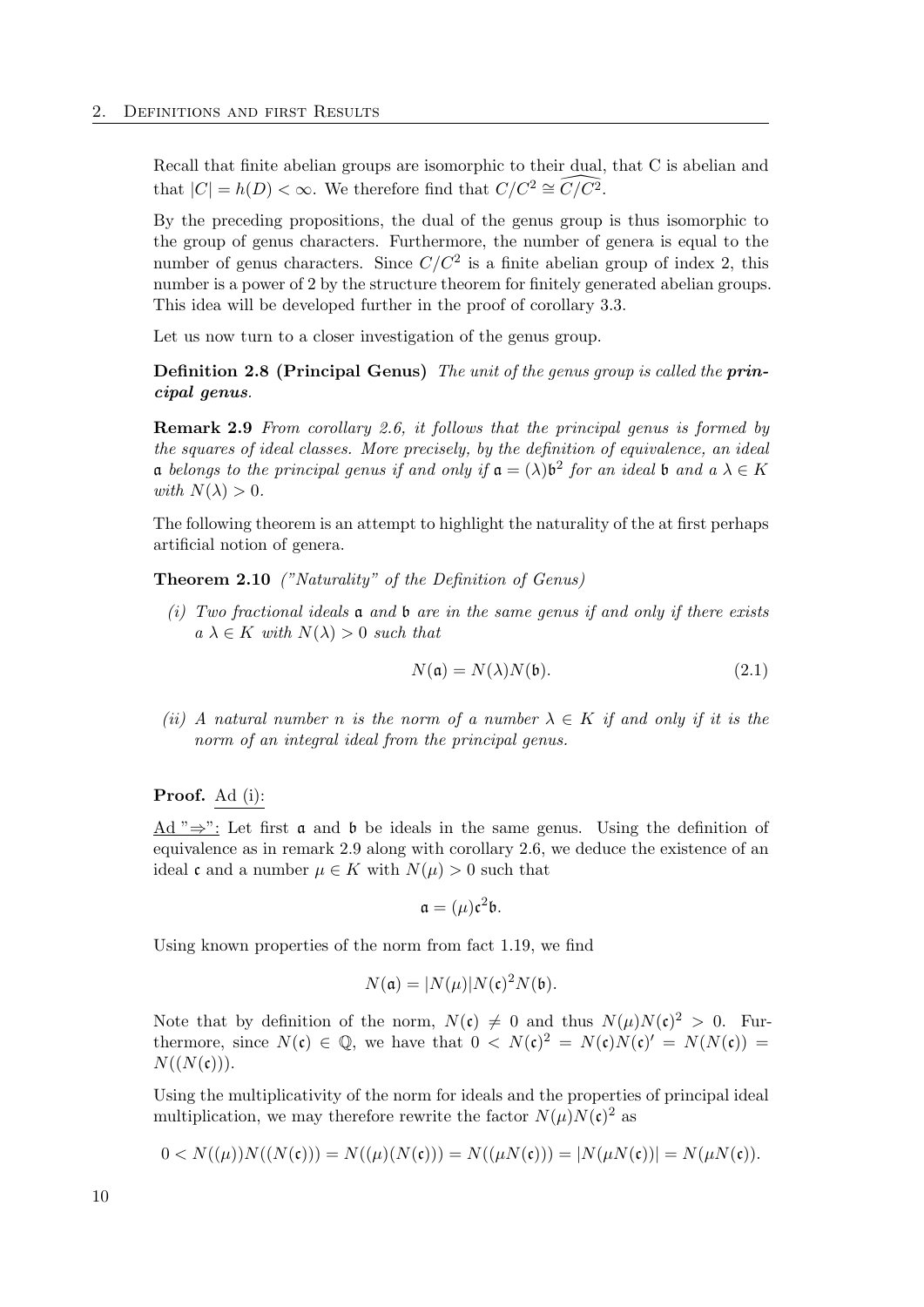Recall that finite abelian groups are isomorphic to their dual, that C is abelian and that $|C| = h(D) < \infty$. We therefore find that $C/C^2 \cong \widehat{C/C^2}$.

By the preceding propositions, the dual of the genus group is thus isomorphic to the group of genus characters. Furthermore, the number of genera is equal to the number of genus characters. Since $C/C^2$ is a finite abelian group of index 2, this number is a power of 2 by the structure theorem for finitely generated abelian groups. This idea will be developed further in the proof of corollary 3.3.

Let us now turn to a closer investigation of the genus group.

**Definition 2.8 (Principal Genus)** *The unit of the genus group is called the* ***principal genus****.*

**Remark 2.9** *From corollary 2.6, it follows that the principal genus is formed by the squares of ideal classes. More precisely, by the definition of equivalence, an ideal $\mathfrak{a}$ belongs to the principal genus if and only if $\mathfrak{a} = (\lambda)\mathfrak{b}^2$ for an ideal $\mathfrak{b}$ and a $\lambda \in K$ with $N(\lambda) > 0$.*

The following theorem is an attempt to highlight the naturality of the at first perhaps artificial notion of genera.

**Theorem 2.10** *("Naturality" of the Definition of Genus)*

*(i) Two fractional ideals $\mathfrak{a}$ and $\mathfrak{b}$ are in the same genus if and only if there exists a $\lambda \in K$ with $N(\lambda) > 0$ such that*

$$N(\mathfrak{a}) = N(\lambda)N(\mathfrak{b}). \tag{2.1}$$

*(ii) A natural number $n$ is the norm of a number $\lambda \in K$ if and only if it is the norm of an integral ideal from the principal genus.*

**Proof.** Ad (i):

Ad "⇒": Let first $\mathfrak{a}$ and $\mathfrak{b}$ be ideals in the same genus. Using the definition of equivalence as in remark 2.9 along with corollary 2.6, we deduce the existence of an ideal $\mathfrak{c}$ and a number $\mu \in K$ with $N(\mu) > 0$ such that

$$\mathfrak{a} = (\mu)\mathfrak{c}^2\mathfrak{b}.$$

Using known properties of the norm from fact 1.19, we find

$$N(\mathfrak{a}) = |N(\mu)|N(\mathfrak{c})^2 N(\mathfrak{b}).$$

Note that by definition of the norm, $N(\mathfrak{c}) \neq 0$ and thus $N(\mu)N(\mathfrak{c})^2 > 0$. Furthermore, since $N(\mathfrak{c}) \in \mathbb{Q}$, we have that $0 < N(\mathfrak{c})^2 = N(\mathfrak{c})N(\mathfrak{c})' = N(N(\mathfrak{c})) = N((N(\mathfrak{c})))$.

Using the multiplicativity of the norm for ideals and the properties of principal ideal multiplication, we may therefore rewrite the factor $N(\mu)N(\mathfrak{c})^2$ as

$$0 < N((\mu))N((N(\mathfrak{c}))) = N((\mu)(N(\mathfrak{c}))) = N((\mu N(\mathfrak{c}))) = |N(\mu N(\mathfrak{c}))| = N(\mu N(\mathfrak{c})).$$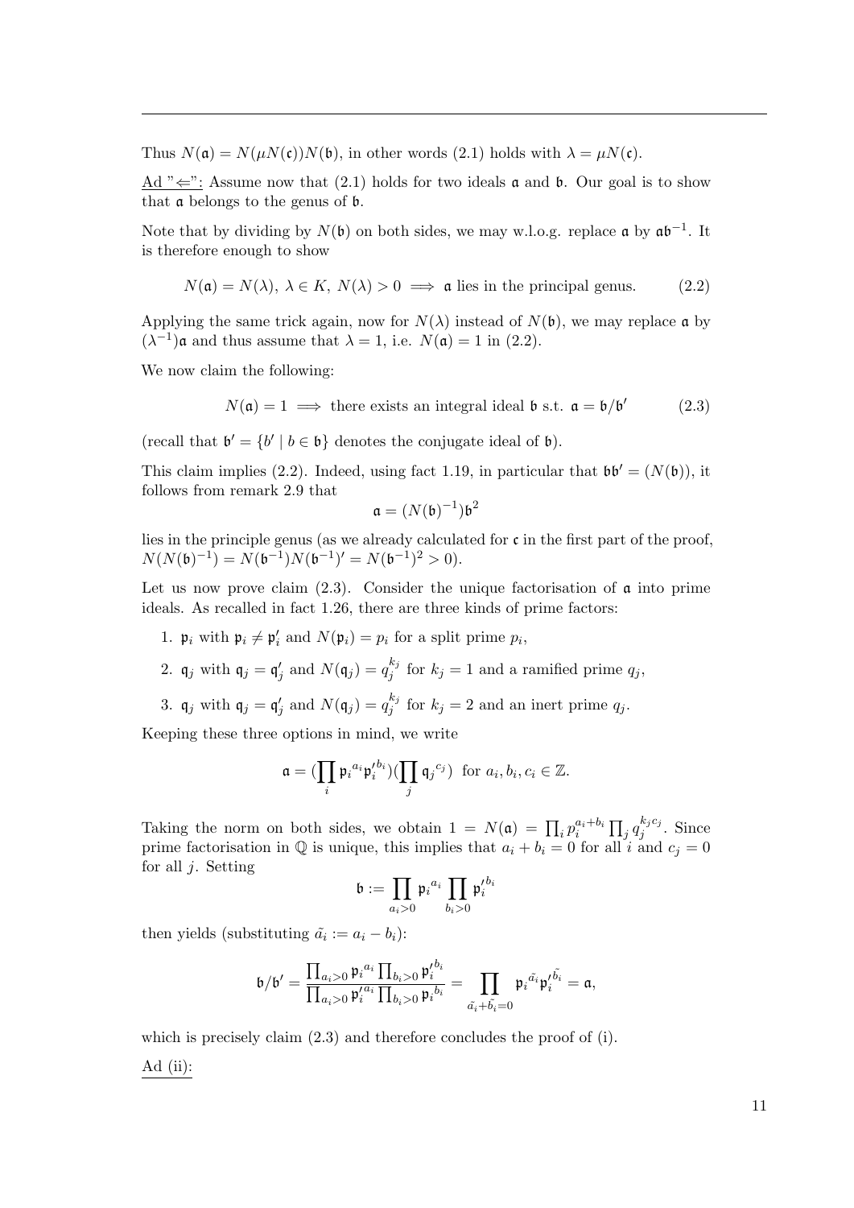Thus $N(\mathfrak{a}) = N(\mu N(\mathfrak{c}))N(\mathfrak{b})$, in other words (2.1) holds with $\lambda = \mu N(\mathfrak{c})$.

Ad "$\Leftarrow$": Assume now that (2.1) holds for two ideals $\mathfrak{a}$ and $\mathfrak{b}$. Our goal is to show that $\mathfrak{a}$ belongs to the genus of $\mathfrak{b}$.

Note that by dividing by $N(\mathfrak{b})$ on both sides, we may w.l.o.g. replace $\mathfrak{a}$ by $\mathfrak{a}\mathfrak{b}^{-1}$. It is therefore enough to show

$$N(\mathfrak{a}) = N(\lambda),\ \lambda \in K,\ N(\lambda) > 0 \implies \mathfrak{a} \text{ lies in the principal genus.} \tag{2.2}$$

Applying the same trick again, now for $N(\lambda)$ instead of $N(\mathfrak{b})$, we may replace $\mathfrak{a}$ by $(\lambda^{-1})\mathfrak{a}$ and thus assume that $\lambda = 1$, i.e. $N(\mathfrak{a}) = 1$ in (2.2).

We now claim the following:

$$N(\mathfrak{a}) = 1 \implies \text{there exists an integral ideal } \mathfrak{b} \text{ s.t. } \mathfrak{a} = \mathfrak{b}/\mathfrak{b}' \tag{2.3}$$

(recall that $\mathfrak{b}' = \{b' \mid b \in \mathfrak{b}\}$ denotes the conjugate ideal of $\mathfrak{b}$).

This claim implies (2.2). Indeed, using fact 1.19, in particular that $\mathfrak{b}\mathfrak{b}' = (N(\mathfrak{b}))$, it follows from remark 2.9 that

$$\mathfrak{a} = (N(\mathfrak{b})^{-1})\mathfrak{b}^2$$

lies in the principle genus (as we already calculated for $\mathfrak{c}$ in the first part of the proof, $N(N(\mathfrak{b})^{-1}) = N(\mathfrak{b}^{-1})N(\mathfrak{b}^{-1})' = N(\mathfrak{b}^{-1})^2 > 0$).

Let us now prove claim (2.3). Consider the unique factorisation of $\mathfrak{a}$ into prime ideals. As recalled in fact 1.26, there are three kinds of prime factors:

1. $\mathfrak{p}_i$ with $\mathfrak{p}_i \neq \mathfrak{p}_i'$ and $N(\mathfrak{p}_i) = p_i$ for a split prime $p_i$,
2. $\mathfrak{q}_j$ with $\mathfrak{q}_j = \mathfrak{q}_j'$ and $N(\mathfrak{q}_j) = q_j^{k_j}$ for $k_j = 1$ and a ramified prime $q_j$,
3. $\mathfrak{q}_j$ with $\mathfrak{q}_j = \mathfrak{q}_j'$ and $N(\mathfrak{q}_j) = q_j^{k_j}$ for $k_j = 2$ and an inert prime $q_j$.

Keeping these three options in mind, we write

$$\mathfrak{a} = (\prod_i {\mathfrak{p}_i}^{a_i} {\mathfrak{p}_i'}^{b_i})(\prod_j {\mathfrak{q}_j}^{c_j}) \text{ for } a_i, b_i, c_i \in \mathbb{Z}.$$

Taking the norm on both sides, we obtain $1 = N(\mathfrak{a}) = \prod_i p_i^{a_i+b_i} \prod_j q_j^{k_j c_j}$. Since prime factorisation in $\mathbb{Q}$ is unique, this implies that $a_i + b_i = 0$ for all $i$ and $c_j = 0$ for all $j$. Setting

$$\mathfrak{b} := \prod_{a_i>0} {\mathfrak{p}_i}^{a_i} \prod_{b_i>0} {\mathfrak{p}_i'}^{b_i}$$

then yields (substituting $\tilde{a_i} := a_i - b_i$):

$$\mathfrak{b}/\mathfrak{b}' = \frac{\prod_{a_i>0} {\mathfrak{p}_i}^{a_i} \prod_{b_i>0} {\mathfrak{p}_i'}^{b_i}}{\prod_{a_i>0} {\mathfrak{p}_i'}^{a_i} \prod_{b_i>0} {\mathfrak{p}_i}^{b_i}} = \prod_{\tilde{a_i}+\tilde{b_i}=0} {\mathfrak{p}_i}^{\tilde{a_i}} {\mathfrak{p}_i'}^{\tilde{b_i}} = \mathfrak{a},$$

which is precisely claim (2.3) and therefore concludes the proof of (i).

Ad (ii):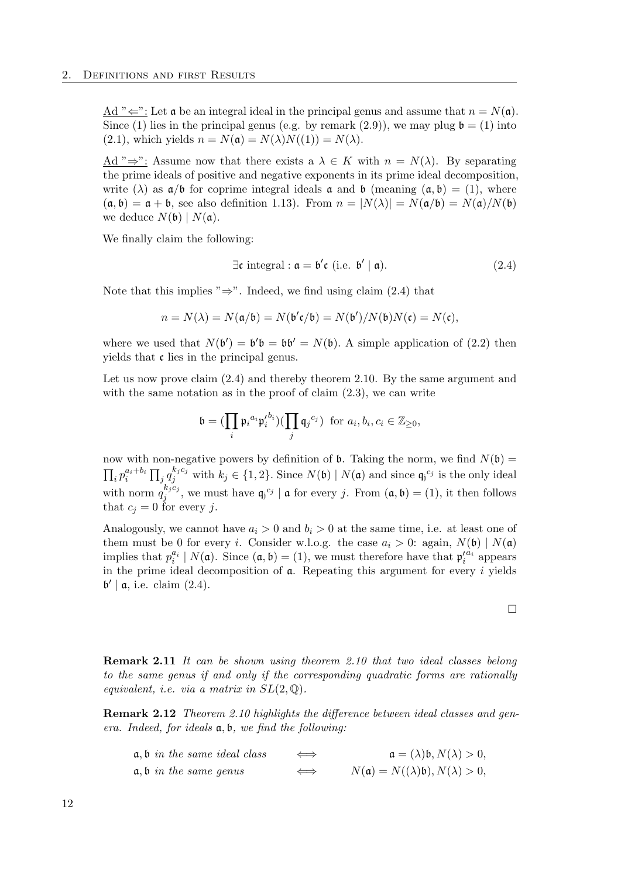Ad "$\Leftarrow$": Let $\mathfrak{a}$ be an integral ideal in the principal genus and assume that $n = N(\mathfrak{a})$. Since (1) lies in the principal genus (e.g. by remark (2.9)), we may plug $\mathfrak{b} = (1)$ into (2.1), which yields $n = N(\mathfrak{a}) = N(\lambda)N((1)) = N(\lambda)$.

Ad "$\Rightarrow$": Assume now that there exists a $\lambda \in K$ with $n = N(\lambda)$. By separating the prime ideals of positive and negative exponents in its prime ideal decomposition, write $(\lambda)$ as $\mathfrak{a}/\mathfrak{b}$ for coprime integral ideals $\mathfrak{a}$ and $\mathfrak{b}$ (meaning $(\mathfrak{a}, \mathfrak{b}) = (1)$, where $(\mathfrak{a}, \mathfrak{b}) = \mathfrak{a} + \mathfrak{b}$, see also definition 1.13). From $n = |N(\lambda)| = N(\mathfrak{a}/\mathfrak{b}) = N(\mathfrak{a})/N(\mathfrak{b})$ we deduce $N(\mathfrak{b}) \mid N(\mathfrak{a})$.

We finally claim the following:

$$\exists \mathfrak{c} \text{ integral} : \mathfrak{a} = \mathfrak{b}'\mathfrak{c} \text{ (i.e. } \mathfrak{b}' \mid \mathfrak{a}). \tag{2.4}$$

Note that this implies "$\Rightarrow$". Indeed, we find using claim (2.4) that

$$n = N(\lambda) = N(\mathfrak{a}/\mathfrak{b}) = N(\mathfrak{b}'\mathfrak{c}/\mathfrak{b}) = N(\mathfrak{b}')/N(\mathfrak{b})N(\mathfrak{c}) = N(\mathfrak{c}),$$

where we used that $N(\mathfrak{b}') = \mathfrak{b}'\mathfrak{b} = \mathfrak{b}\mathfrak{b}' = N(\mathfrak{b})$. A simple application of (2.2) then yields that $\mathfrak{c}$ lies in the principal genus.

Let us now prove claim (2.4) and thereby theorem 2.10. By the same argument and with the same notation as in the proof of claim (2.3), we can write

$$\mathfrak{b} = (\prod_i \mathfrak{p}_i{}^{a_i}\mathfrak{p}_i'^{b_i})(\prod_j \mathfrak{q}_j{}^{c_j}) \text{ for } a_i, b_i, c_i \in \mathbb{Z}_{\geq 0},$$

now with non-negative powers by definition of $\mathfrak{b}$. Taking the norm, we find $N(\mathfrak{b}) = \prod_i p_i^{a_i+b_i} \prod_j q_j^{k_j c_j}$ with $k_j \in \{1, 2\}$. Since $N(\mathfrak{b}) \mid N(\mathfrak{a})$ and since $\mathfrak{q}_j{}^{c_j}$ is the only ideal with norm $q_j^{k_j c_j}$, we must have $\mathfrak{q}_j{}^{c_j} \mid \mathfrak{a}$ for every $j$. From $(\mathfrak{a}, \mathfrak{b}) = (1)$, it then follows that $c_j = 0$ for every $j$.

Analogously, we cannot have $a_i > 0$ and $b_i > 0$ at the same time, i.e. at least one of them must be 0 for every $i$. Consider w.l.o.g. the case $a_i > 0$: again, $N(\mathfrak{b}) \mid N(\mathfrak{a})$ implies that $p_i^{a_i} \mid N(\mathfrak{a})$. Since $(\mathfrak{a}, \mathfrak{b}) = (1)$, we must therefore have that $\mathfrak{p}_i'^{a_i}$ appears in the prime ideal decomposition of $\mathfrak{a}$. Repeating this argument for every $i$ yields $\mathfrak{b}' \mid \mathfrak{a}$, i.e. claim (2.4).

□

**Remark 2.11** *It can be shown using theorem 2.10 that two ideal classes belong to the same genus if and only if the corresponding quadratic forms are rationally equivalent, i.e. via a matrix in $SL(2, \mathbb{Q})$.*

**Remark 2.12** *Theorem 2.10 highlights the difference between ideal classes and genera. Indeed, for ideals $\mathfrak{a}, \mathfrak{b}$, we find the following:*

$$\begin{aligned} &\mathfrak{a}, \mathfrak{b} \text{ in the same ideal class} && \iff && \mathfrak{a} = (\lambda)\mathfrak{b}, N(\lambda) > 0, \\ &\mathfrak{a}, \mathfrak{b} \text{ in the same genus} && \iff && N(\mathfrak{a}) = N((\lambda)\mathfrak{b}), N(\lambda) > 0, \end{aligned}$$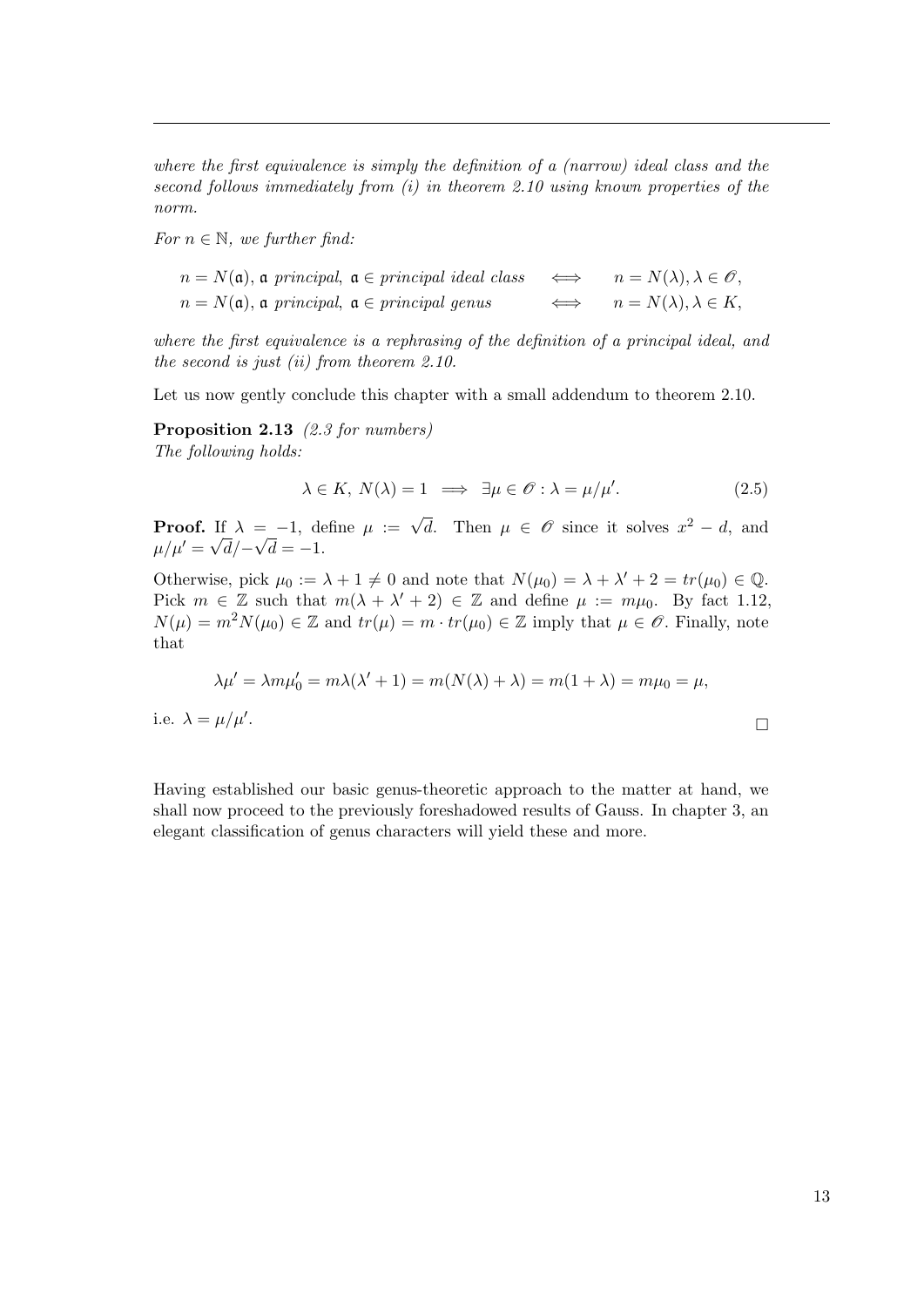*where the first equivalence is simply the definition of a (narrow) ideal class and the second follows immediately from (i) in theorem 2.10 using known properties of the norm.*

*For $n \in \mathbb{N}$, we further find:*

$$
\begin{aligned}
n = N(\mathfrak{a}),\ \mathfrak{a} \text{ principal},\ \mathfrak{a} \in \text{principal ideal class} \quad &\iff \quad n = N(\lambda), \lambda \in \mathscr{O}, \\
n = N(\mathfrak{a}),\ \mathfrak{a} \text{ principal},\ \mathfrak{a} \in \text{principal genus} \quad &\iff \quad n = N(\lambda), \lambda \in K,
\end{aligned}
$$

*where the first equivalence is a rephrasing of the definition of a principal ideal, and the second is just (ii) from theorem 2.10.*

Let us now gently conclude this chapter with a small addendum to theorem 2.10.

**Proposition 2.13** *(2.3 for numbers)*
*The following holds:*

$$\lambda \in K,\ N(\lambda) = 1 \implies \exists \mu \in \mathscr{O} : \lambda = \mu/\mu'. \tag{2.5}$$

**Proof.** If $\lambda = -1$, define $\mu := \sqrt{d}$. Then $\mu \in \mathscr{O}$ since it solves $x^2 - d$, and $\mu/\mu' = \sqrt{d}/-\sqrt{d} = -1$.

Otherwise, pick $\mu_0 := \lambda + 1 \neq 0$ and note that $N(\mu_0) = \lambda + \lambda' + 2 = tr(\mu_0) \in \mathbb{Q}$. Pick $m \in \mathbb{Z}$ such that $m(\lambda + \lambda' + 2) \in \mathbb{Z}$ and define $\mu := m\mu_0$. By fact 1.12, $N(\mu) = m^2 N(\mu_0) \in \mathbb{Z}$ and $tr(\mu) = m \cdot tr(\mu_0) \in \mathbb{Z}$ imply that $\mu \in \mathscr{O}$. Finally, note that

$$\lambda\mu' = \lambda m \mu_0' = m\lambda(\lambda' + 1) = m(N(\lambda) + \lambda) = m(1 + \lambda) = m\mu_0 = \mu,$$

i.e. $\lambda = \mu/\mu'$. □

Having established our basic genus-theoretic approach to the matter at hand, we shall now proceed to the previously foreshadowed results of Gauss. In chapter 3, an elegant classification of genus characters will yield these and more.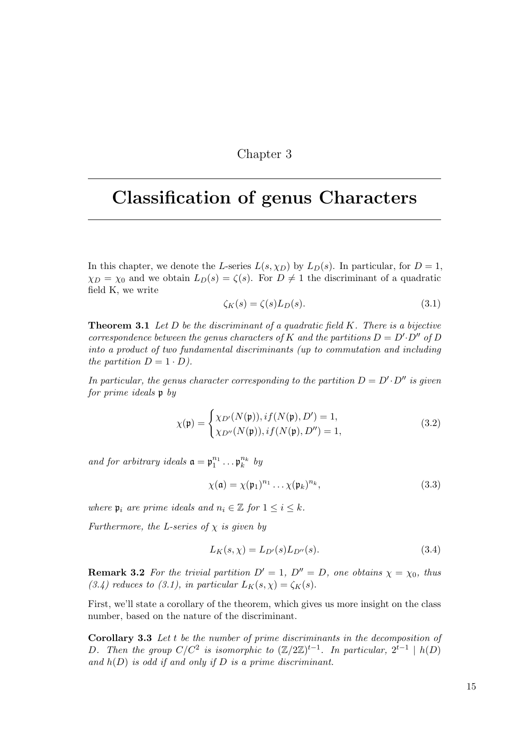Chapter 3

# Classification of genus Characters

In this chapter, we denote the $L$-series $L(s, \chi_D)$ by $L_D(s)$. In particular, for $D = 1$, $\chi_D = \chi_0$ and we obtain $L_D(s) = \zeta(s)$. For $D \neq 1$ the discriminant of a quadratic field K, we write

$$\zeta_K(s) = \zeta(s) L_D(s). \tag{3.1}$$

**Theorem 3.1** *Let $D$ be the discriminant of a quadratic field $K$. There is a bijective correspondence between the genus characters of $K$ and the partitions $D = D' \cdot D''$ of $D$ into a product of two fundamental discriminants (up to commutation and including the partition $D = 1 \cdot D$).*

*In particular, the genus character corresponding to the partition $D = D' \cdot D''$ is given for prime ideals $\mathfrak{p}$ by*

$$\chi(\mathfrak{p}) = \begin{cases} \chi_{D'}(N(\mathfrak{p})), if (N(\mathfrak{p}), D') = 1, \\ \chi_{D''}(N(\mathfrak{p})), if (N(\mathfrak{p}), D'') = 1, \end{cases} \tag{3.2}$$

*and for arbitrary ideals $\mathfrak{a} = \mathfrak{p}_1^{n_1} \dots \mathfrak{p}_k^{n_k}$ by*

$$\chi(\mathfrak{a}) = \chi(\mathfrak{p}_1)^{n_1} \dots \chi(\mathfrak{p}_k)^{n_k}, \tag{3.3}$$

*where $\mathfrak{p}_i$ are prime ideals and $n_i \in \mathbb{Z}$ for $1 \leq i \leq k$.*

*Furthermore, the L-series of $\chi$ is given by*

$$L_K(s, \chi) = L_{D'}(s) L_{D''}(s). \tag{3.4}$$

**Remark 3.2** *For the trivial partition $D' = 1$, $D'' = D$, one obtains $\chi = \chi_0$, thus (3.4) reduces to (3.1), in particular $L_K(s, \chi) = \zeta_K(s)$.*

First, we'll state a corollary of the theorem, which gives us more insight on the class number, based on the nature of the discriminant.

**Corollary 3.3** *Let $t$ be the number of prime discriminants in the decomposition of $D$. Then the group $C/C^2$ is isomorphic to $(\mathbb{Z}/2\mathbb{Z})^{t-1}$. In particular, $2^{t-1} \mid h(D)$ and $h(D)$ is odd if and only if $D$ is a prime discriminant.*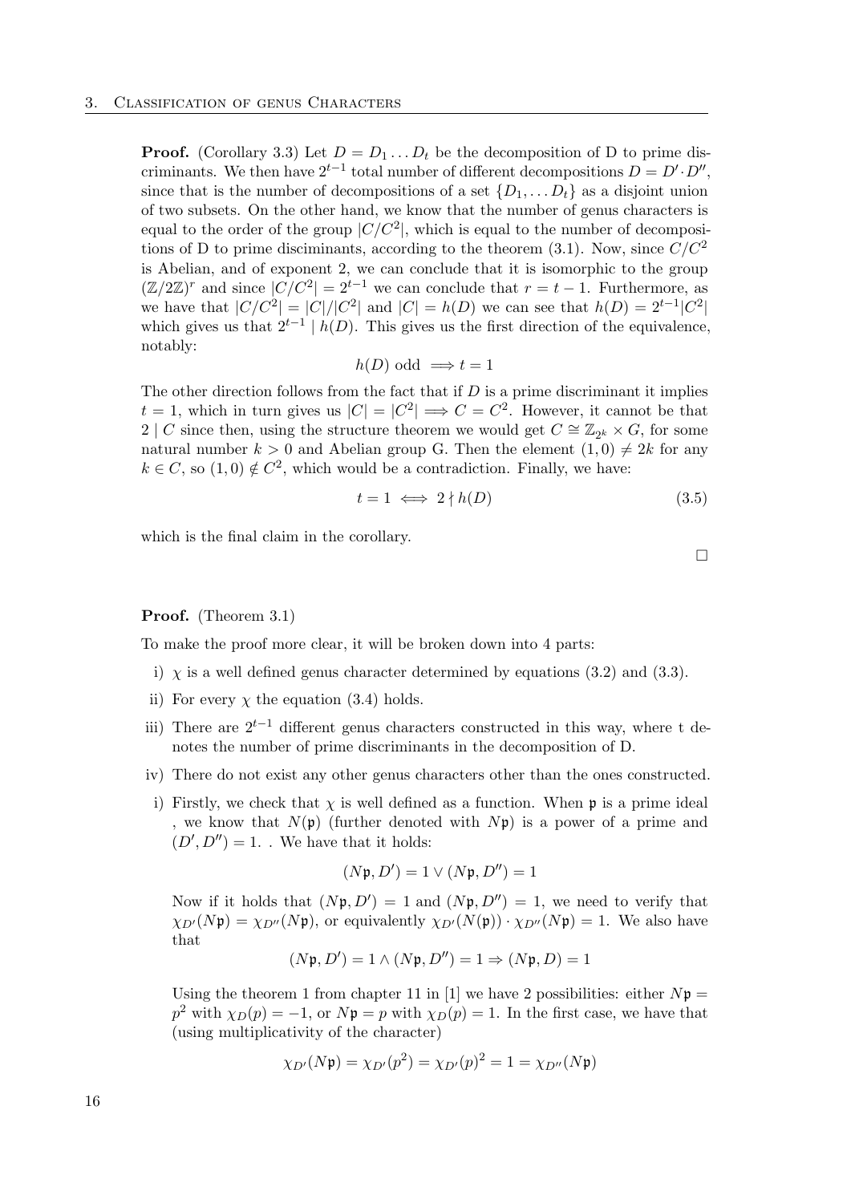**Proof.** (Corollary 3.3) Let $D = D_1 \dots D_t$ be the decomposition of D to prime discriminants. We then have $2^{t-1}$ total number of different decompositions $D = D' \cdot D''$, since that is the number of decompositions of a set $\{D_1, \dots D_t\}$ as a disjoint union of two subsets. On the other hand, we know that the number of genus characters is equal to the order of the group $|C/C^2|$, which is equal to the number of decompositions of D to prime disciminants, according to the theorem (3.1). Now, since $C/C^2$ is Abelian, and of exponent 2, we can conclude that it is isomorphic to the group $(\mathbb{Z}/2\mathbb{Z})^r$ and since $|C/C^2| = 2^{t-1}$ we can conclude that $r = t - 1$. Furthermore, as we have that $|C/C^2| = |C|/|C^2|$ and $|C| = h(D)$ we can see that $h(D) = 2^{t-1}|C^2|$ which gives us that $2^{t-1} \mid h(D)$. This gives us the first direction of the equivalence, notably:

$$h(D) \text{ odd } \implies t = 1$$

The other direction follows from the fact that if $D$ is a prime discriminant it implies $t = 1$, which in turn gives us $|C| = |C^2| \implies C = C^2$. However, it cannot be that $2 \mid C$ since then, using the structure theorem we would get $C \cong \mathbb{Z}_{2^k} \times G$, for some natural number $k > 0$ and Abelian group G. Then the element $(1, 0) \neq 2k$ for any $k \in C$, so $(1, 0) \notin C^2$, which would be a contradiction. Finally, we have:

$$t = 1 \iff 2 \nmid h(D) \tag{3.5}$$

which is the final claim in the corollary.

□

**Proof.** (Theorem 3.1)

To make the proof more clear, it will be broken down into 4 parts:

i) $\chi$ is a well defined genus character determined by equations (3.2) and (3.3).

ii) For every $\chi$ the equation (3.4) holds.

iii) There are $2^{t-1}$ different genus characters constructed in this way, where t denotes the number of prime discriminants in the decomposition of D.

iv) There do not exist any other genus characters other than the ones constructed.

i) Firstly, we check that $\chi$ is well defined as a function. When $\mathfrak{p}$ is a prime ideal , we know that $N(\mathfrak{p})$ (further denoted with $N\mathfrak{p}$) is a power of a prime and $(D', D'') = 1$. . We have that it holds:

$$(N\mathfrak{p}, D') = 1 \lor (N\mathfrak{p}, D'') = 1$$

Now if it holds that $(N\mathfrak{p}, D') = 1$ and $(N\mathfrak{p}, D'') = 1$, we need to verify that $\chi_{D'}(N\mathfrak{p}) = \chi_{D''}(N\mathfrak{p})$, or equivalently $\chi_{D'}(N(\mathfrak{p})) \cdot \chi_{D''}(N\mathfrak{p}) = 1$. We also have that

$$(N\mathfrak{p}, D') = 1 \land (N\mathfrak{p}, D'') = 1 \Rightarrow (N\mathfrak{p}, D) = 1$$

Using the theorem 1 from chapter 11 in [1] we have 2 possibilities: either $N\mathfrak{p} = p^2$ with $\chi_D(p) = -1$, or $N\mathfrak{p} = p$ with $\chi_D(p) = 1$. In the first case, we have that (using multiplicativity of the character)

$$\chi_{D'}(N\mathfrak{p}) = \chi_{D'}(p^2) = \chi_{D'}(p)^2 = 1 = \chi_{D''}(N\mathfrak{p})$$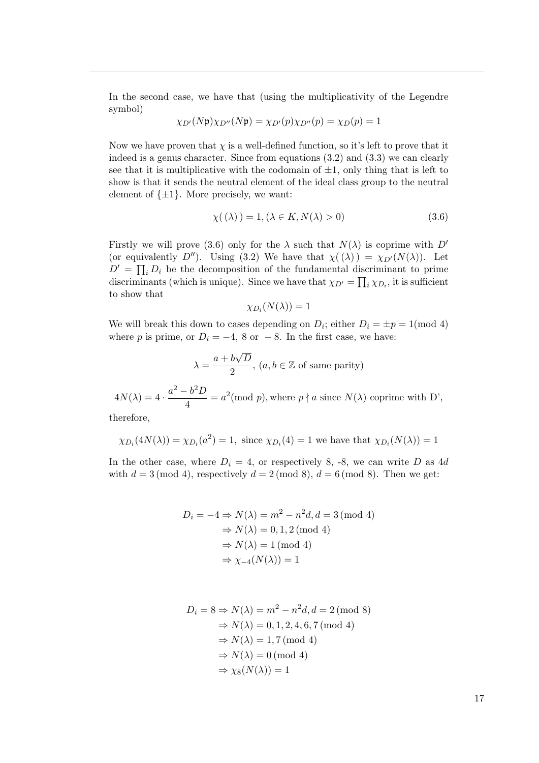In the second case, we have that (using the multiplicativity of the Legendre symbol)

$$\chi_{D'}(N\mathfrak{p})\chi_{D''}(N\mathfrak{p}) = \chi_{D'}(p)\chi_{D''}(p) = \chi_D(p) = 1$$

Now we have proven that $\chi$ is a well-defined function, so it's left to prove that it indeed is a genus character. Since from equations (3.2) and (3.3) we can clearly see that it is multiplicative with the codomain of $\pm 1$, only thing that is left to show is that it sends the neutral element of the ideal class group to the neutral element of $\{\pm 1\}$. More precisely, we want:

$$\chi(\,(\lambda)\,) = 1, (\lambda \in K, N(\lambda) > 0) \tag{3.6}$$

Firstly we will prove (3.6) only for the $\lambda$ such that $N(\lambda)$ is coprime with $D'$ (or equivalently $D''$). Using (3.2) We have that $\chi(\,(\lambda)\,) = \chi_{D'}(N(\lambda))$. Let $D' = \prod_i D_i$ be the decomposition of the fundamental discriminant to prime discriminants (which is unique). Since we have that $\chi_{D'} = \prod_i \chi_{D_i}$, it is sufficient to show that

$$\chi_{D_i}(N(\lambda)) = 1$$

We will break this down to cases depending on $D_i$; either $D_i = \pm p = 1(\text{mod } 4)$ where $p$ is prime, or $D_i = -4,\ 8$ or $-8$. In the first case, we have:

$$\lambda = \frac{a + b\sqrt{D}}{2},\ (a, b \in \mathbb{Z} \text{ of same parity})$$

$$4N(\lambda) = 4 \cdot \frac{a^2 - b^2D}{4} = a^2(\text{mod } p), \text{where } p \nmid a \text{ since } N(\lambda) \text{ coprime with D'},$$

therefore,

$$\chi_{D_i}(4N(\lambda)) = \chi_{D_i}(a^2) = 1, \text{ since } \chi_{D_i}(4) = 1 \text{ we have that } \chi_{D_i}(N(\lambda)) = 1$$

In the other case, where $D_i = 4$, or respectively 8, -8, we can write $D$ as $4d$ with $d = 3\,(\text{mod } 4)$, respectively $d = 2\,(\text{mod } 8)$, $d = 6\,(\text{mod } 8)$. Then we get:

$$\begin{aligned}
D_i = -4 &\Rightarrow N(\lambda) = m^2 - n^2d, d = 3\,(\text{mod } 4)\\
&\Rightarrow N(\lambda) = 0, 1, 2\,(\text{mod } 4)\\
&\Rightarrow N(\lambda) = 1\,(\text{mod } 4)\\
&\Rightarrow \chi_{-4}(N(\lambda)) = 1
\end{aligned}$$

$$\begin{aligned}
D_i = 8 &\Rightarrow N(\lambda) = m^2 - n^2d, d = 2\,(\text{mod } 8)\\
&\Rightarrow N(\lambda) = 0, 1, 2, 4, 6, 7\,(\text{mod } 4)\\
&\Rightarrow N(\lambda) = 1, 7\,(\text{mod } 4)\\
&\Rightarrow N(\lambda) = 0\,(\text{mod } 4)\\
&\Rightarrow \chi_8(N(\lambda)) = 1
\end{aligned}$$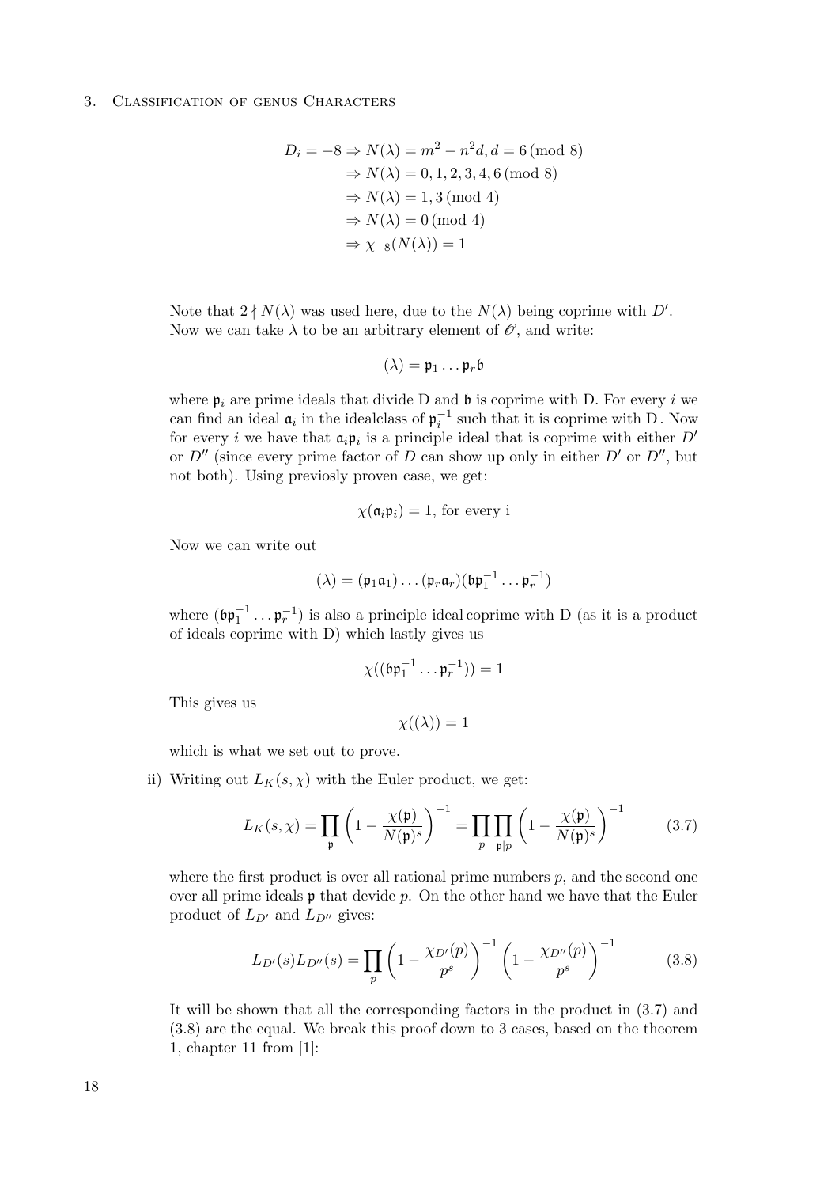$$
\begin{aligned}
D_i = -8 &\Rightarrow N(\lambda) = m^2 - n^2 d, d = 6 \,(\text{mod } 8) \\
&\Rightarrow N(\lambda) = 0, 1, 2, 3, 4, 6 \,(\text{mod } 8) \\
&\Rightarrow N(\lambda) = 1, 3 \,(\text{mod } 4) \\
&\Rightarrow N(\lambda) = 0 \,(\text{mod } 4) \\
&\Rightarrow \chi_{-8}(N(\lambda)) = 1
\end{aligned}
$$

Note that $2 \nmid N(\lambda)$ was used here, due to the $N(\lambda)$ being coprime with $D'$. Now we can take $\lambda$ to be an arbitrary element of $\mathscr{O}$, and write:

$$
(\lambda) = \mathfrak{p}_1 \dots \mathfrak{p}_r \mathfrak{b}
$$

where $\mathfrak{p}_i$ are prime ideals that divide D and $\mathfrak{b}$ is coprime with D. For every $i$ we can find an ideal $\mathfrak{a}_i$ in the idealclass of $\mathfrak{p}_i^{-1}$ such that it is coprime with D. Now for every $i$ we have that $\mathfrak{a}_i \mathfrak{p}_i$ is a principle ideal that is coprime with either $D'$ or $D''$ (since every prime factor of $D$ can show up only in either $D'$ or $D''$, but not both). Using previosly proven case, we get:

$$
\chi(\mathfrak{a}_i \mathfrak{p}_i) = 1, \text{ for every i}
$$

Now we can write out

$$
(\lambda) = (\mathfrak{p}_1 \mathfrak{a}_1) \dots (\mathfrak{p}_r \mathfrak{a}_r)(\mathfrak{b}\mathfrak{p}_1^{-1} \dots \mathfrak{p}_r^{-1})
$$

where $(\mathfrak{b}\mathfrak{p}_1^{-1} \dots \mathfrak{p}_r^{-1})$ is also a principle ideal coprime with D (as it is a product of ideals coprime with D) which lastly gives us

$$
\chi((\mathfrak{b}\mathfrak{p}_1^{-1} \dots \mathfrak{p}_r^{-1})) = 1
$$

This gives us

$$
\chi((\lambda)) = 1
$$

which is what we set out to prove.

ii) Writing out $L_K(s, \chi)$ with the Euler product, we get:

$$
L_K(s, \chi) = \prod_{\mathfrak{p}} \left(1 - \frac{\chi(\mathfrak{p})}{N(\mathfrak{p})^s}\right)^{-1} = \prod_{p} \prod_{\mathfrak{p}|p} \left(1 - \frac{\chi(\mathfrak{p})}{N(\mathfrak{p})^s}\right)^{-1} \tag{3.7}
$$

where the first product is over all rational prime numbers $p$, and the second one over all prime ideals $\mathfrak{p}$ that devide $p$. On the other hand we have that the Euler product of $L_{D'}$ and $L_{D''}$ gives:

$$
L_{D'}(s) L_{D''}(s) = \prod_{p} \left(1 - \frac{\chi_{D'}(p)}{p^s}\right)^{-1} \left(1 - \frac{\chi_{D''}(p)}{p^s}\right)^{-1} \tag{3.8}
$$

It will be shown that all the corresponding factors in the product in (3.7) and (3.8) are the equal. We break this proof down to 3 cases, based on the theorem 1, chapter 11 from [1]: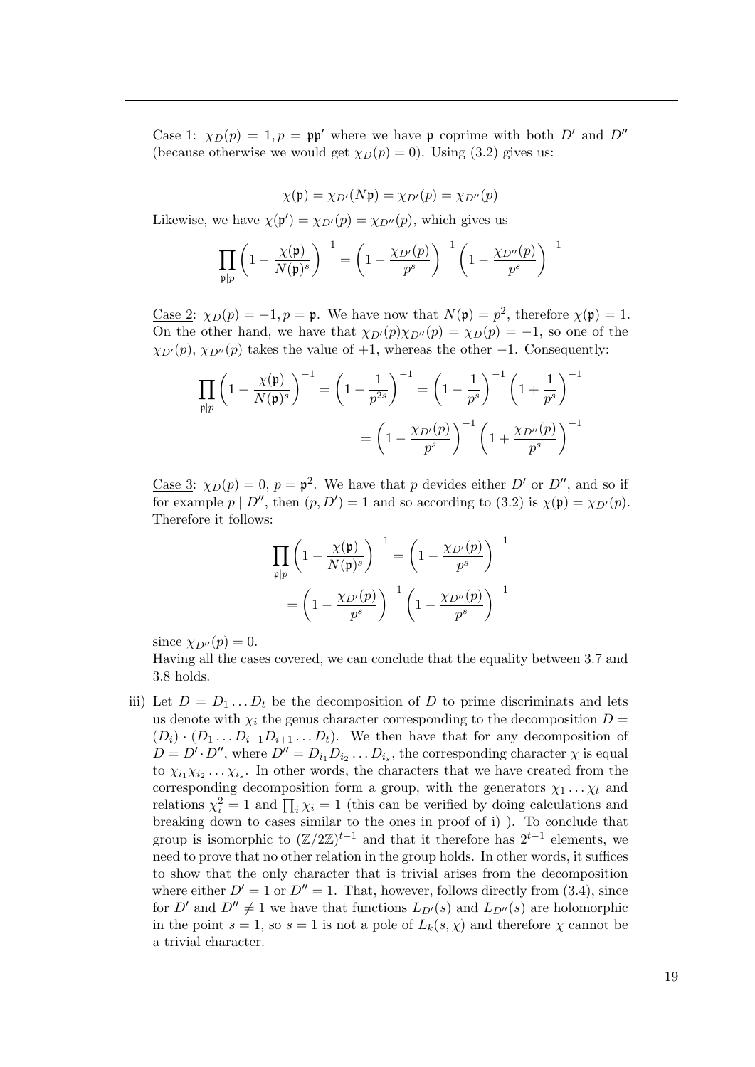Case 1: $\chi_D(p) = 1, p = \mathfrak{p}\mathfrak{p}'$ where we have $\mathfrak{p}$ coprime with both $D'$ and $D''$ (because otherwise we would get $\chi_D(p) = 0$). Using (3.2) gives us:

$$\chi(\mathfrak{p}) = \chi_{D'}(N\mathfrak{p}) = \chi_{D'}(p) = \chi_{D''}(p)$$

Likewise, we have $\chi(\mathfrak{p}') = \chi_{D'}(p) = \chi_{D''}(p)$, which gives us

$$\prod_{\mathfrak{p}|p} \left(1 - \frac{\chi(\mathfrak{p})}{N(\mathfrak{p})^s}\right)^{-1} = \left(1 - \frac{\chi_{D'}(p)}{p^s}\right)^{-1} \left(1 - \frac{\chi_{D''}(p)}{p^s}\right)^{-1}$$

Case 2: $\chi_D(p) = -1, p = \mathfrak{p}$. We have now that $N(\mathfrak{p}) = p^2$, therefore $\chi(\mathfrak{p}) = 1$. On the other hand, we have that $\chi_{D'}(p)\chi_{D''}(p) = \chi_D(p) = -1$, so one of the $\chi_{D'}(p)$, $\chi_{D''}(p)$ takes the value of $+1$, whereas the other $-1$. Consequently:

$$\prod_{\mathfrak{p}|p} \left(1 - \frac{\chi(\mathfrak{p})}{N(\mathfrak{p})^s}\right)^{-1} = \left(1 - \frac{1}{p^{2s}}\right)^{-1} = \left(1 - \frac{1}{p^s}\right)^{-1} \left(1 + \frac{1}{p^s}\right)^{-1}$$
$$= \left(1 - \frac{\chi_{D'}(p)}{p^s}\right)^{-1} \left(1 + \frac{\chi_{D''}(p)}{p^s}\right)^{-1}$$

Case 3: $\chi_D(p) = 0$, $p = \mathfrak{p}^2$. We have that $p$ devides either $D'$ or $D''$, and so if for example $p \mid D''$, then $(p, D') = 1$ and so according to (3.2) is $\chi(\mathfrak{p}) = \chi_{D'}(p)$. Therefore it follows:

$$\prod_{\mathfrak{p}|p} \left(1 - \frac{\chi(\mathfrak{p})}{N(\mathfrak{p})^s}\right)^{-1} = \left(1 - \frac{\chi_{D'}(p)}{p^s}\right)^{-1}$$
$$= \left(1 - \frac{\chi_{D'}(p)}{p^s}\right)^{-1} \left(1 - \frac{\chi_{D''}(p)}{p^s}\right)^{-1}$$

since $\chi_{D''}(p) = 0$.

Having all the cases covered, we can conclude that the equality between 3.7 and 3.8 holds.

iii) Let $D = D_1 \dots D_t$ be the decomposition of $D$ to prime discriminats and lets us denote with $\chi_i$ the genus character corresponding to the decomposition $D = (D_i) \cdot (D_1 \dots D_{i-1} D_{i+1} \dots D_t)$. We then have that for any decomposition of $D = D' \cdot D''$, where $D'' = D_{i_1} D_{i_2} \dots D_{i_s}$, the corresponding character $\chi$ is equal to $\chi_{i_1}\chi_{i_2} \dots \chi_{i_s}$. In other words, the characters that we have created from the corresponding decomposition form a group, with the generators $\chi_1 \dots \chi_t$ and relations $\chi_i^2 = 1$ and $\prod_i \chi_i = 1$ (this can be verified by doing calculations and breaking down to cases similar to the ones in proof of i) ). To conclude that group is isomorphic to $(\mathbb{Z}/2\mathbb{Z})^{t-1}$ and that it therefore has $2^{t-1}$ elements, we need to prove that no other relation in the group holds. In other words, it suffices to show that the only character that is trivial arises from the decomposition where either $D' = 1$ or $D'' = 1$. That, however, follows directly from (3.4), since for $D'$ and $D'' \neq 1$ we have that functions $L_{D'}(s)$ and $L_{D''}(s)$ are holomorphic in the point $s = 1$, so $s = 1$ is not a pole of $L_k(s, \chi)$ and therefore $\chi$ cannot be a trivial character.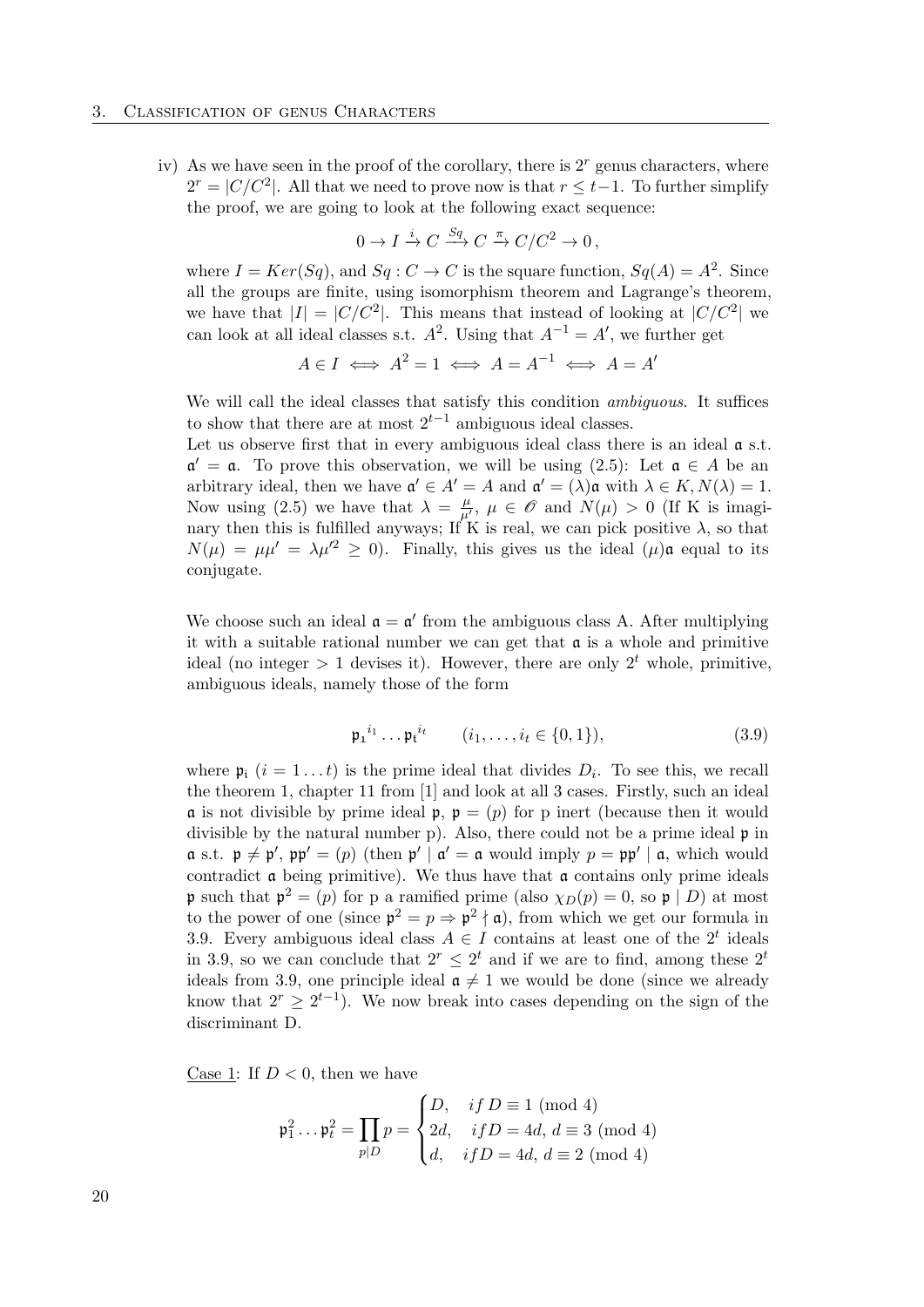iv) As we have seen in the proof of the corollary, there is $2^r$ genus characters, where $2^r = |C/C^2|$. All that we need to prove now is that $r \leq t-1$. To further simplify the proof, we are going to look at the following exact sequence:

$$0 \to I \xrightarrow{i} C \xrightarrow{Sq} C \xrightarrow{\pi} C/C^2 \to 0\,,$$

where $I = Ker(Sq)$, and $Sq : C \to C$ is the square function, $Sq(A) = A^2$. Since all the groups are finite, using isomorphism theorem and Lagrange's theorem, we have that $|I| = |C/C^2|$. This means that instead of looking at $|C/C^2|$ we can look at all ideal classes s.t. $A^2$. Using that $A^{-1} = A'$, we further get

$$A \in I \iff A^2 = 1 \iff A = A^{-1} \iff A = A'$$

We will call the ideal classes that satisfy this condition *ambiguous*. It suffices to show that there are at most $2^{t-1}$ ambiguous ideal classes.

Let us observe first that in every ambiguous ideal class there is an ideal $\mathfrak{a}$ s.t. $\mathfrak{a}' = \mathfrak{a}$. To prove this observation, we will be using (2.5): Let $\mathfrak{a} \in A$ be an arbitrary ideal, then we have $\mathfrak{a}' \in A' = A$ and $\mathfrak{a}' = (\lambda)\mathfrak{a}$ with $\lambda \in K, N(\lambda) = 1$. Now using (2.5) we have that $\lambda = \frac{\mu}{\mu'}$, $\mu \in \mathscr{O}$ and $N(\mu) > 0$ (If K is imaginary then this is fulfilled anyways; If K is real, we can pick positive $\lambda$, so that $N(\mu) = \mu\mu' = \lambda\mu'^2 \geq 0$). Finally, this gives us the ideal $(\mu)\mathfrak{a}$ equal to its conjugate.

We choose such an ideal $\mathfrak{a} = \mathfrak{a}'$ from the ambiguous class A. After multiplying it with a suitable rational number we can get that $\mathfrak{a}$ is a whole and primitive ideal (no integer $> 1$ devises it). However, there are only $2^t$ whole, primitive, ambiguous ideals, namely those of the form

$$\mathfrak{p}_1{}^{i_1} \dots \mathfrak{p}_t{}^{i_t} \qquad (i_1, \dots, i_t \in \{0,1\}), \tag{3.9}$$

where $\mathfrak{p}_i$ $(i = 1 \dots t)$ is the prime ideal that divides $D_i$. To see this, we recall the theorem 1, chapter 11 from [1] and look at all 3 cases. Firstly, such an ideal $\mathfrak{a}$ is not divisible by prime ideal $\mathfrak{p}$, $\mathfrak{p} = (p)$ for p inert (because then it would divisible by the natural number p). Also, there could not be a prime ideal $\mathfrak{p}$ in $\mathfrak{a}$ s.t. $\mathfrak{p} \neq \mathfrak{p}'$, $\mathfrak{p}\mathfrak{p}' = (p)$ (then $\mathfrak{p}' \mid \mathfrak{a}' = \mathfrak{a}$ would imply $p = \mathfrak{p}\mathfrak{p}' \mid \mathfrak{a}$, which would contradict $\mathfrak{a}$ being primitive). We thus have that $\mathfrak{a}$ contains only prime ideals $\mathfrak{p}$ such that $\mathfrak{p}^2 = (p)$ for p a ramified prime (also $\chi_D(p) = 0$, so $\mathfrak{p} \mid D$) at most to the power of one (since $\mathfrak{p}^2 = p \Rightarrow \mathfrak{p}^2 \nmid \mathfrak{a}$), from which we get our formula in 3.9. Every ambiguous ideal class $A \in I$ contains at least one of the $2^t$ ideals in 3.9, so we can conclude that $2^r \leq 2^t$ and if we are to find, among these $2^t$ ideals from 3.9, one principle ideal $\mathfrak{a} \neq 1$ we would be done (since we already know that $2^r \geq 2^{t-1}$). We now break into cases depending on the sign of the discriminant D.

<u>Case 1</u>: If $D < 0$, then we have

$$\mathfrak{p}_1^2 \dots \mathfrak{p}_t^2 = \prod_{p \mid D} p = \begin{cases} D, & if\ D \equiv 1 \pmod 4 \\ 2d, & if D = 4d,\ d \equiv 3 \pmod 4 \\ d, & if D = 4d,\ d \equiv 2 \pmod 4 \end{cases}$$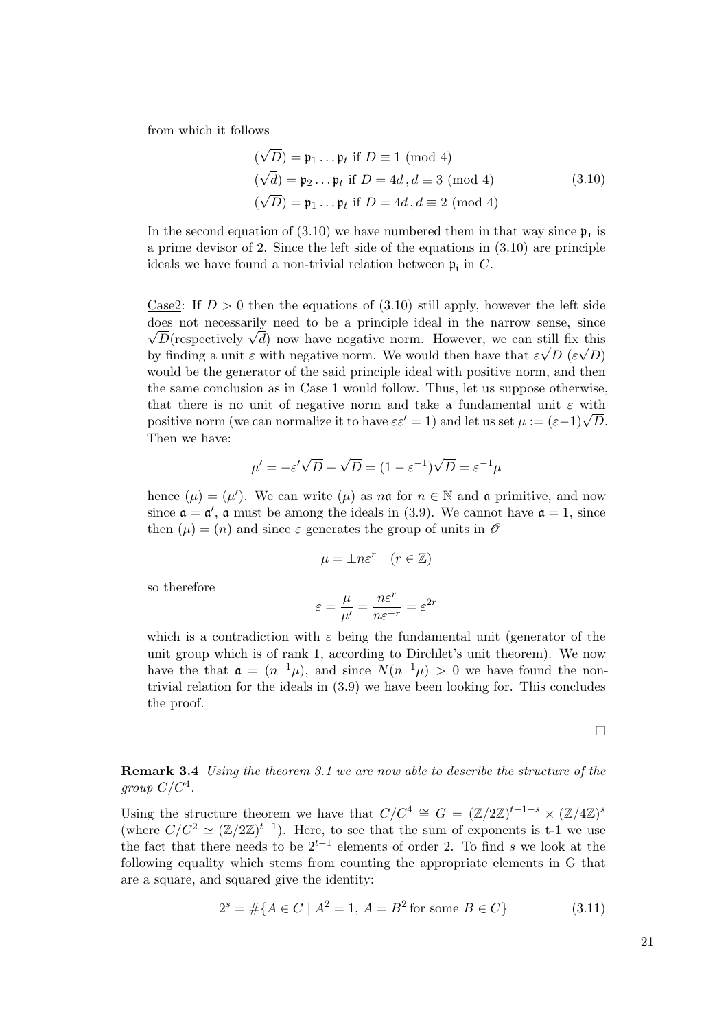from which it follows

$$
\begin{aligned}
(\sqrt{D}) &= \mathfrak{p}_1 \ldots \mathfrak{p}_t \text{ if } D \equiv 1 \pmod 4 \\
(\sqrt{d}) &= \mathfrak{p}_2 \ldots \mathfrak{p}_t \text{ if } D = 4d\,, d \equiv 3 \pmod 4 \\
(\sqrt{D}) &= \mathfrak{p}_1 \ldots \mathfrak{p}_t \text{ if } D = 4d\,, d \equiv 2 \pmod 4
\end{aligned}
\tag{3.10}
$$

In the second equation of (3.10) we have numbered them in that way since $\mathfrak{p}_1$ is a prime devisor of 2. Since the left side of the equations in (3.10) are principle ideals we have found a non-trivial relation between $\mathfrak{p}_i$ in $C$.

Case2: If $D > 0$ then the equations of (3.10) still apply, however the left side does not necessarily need to be a principle ideal in the narrow sense, since $\sqrt{D}$(respectively $\sqrt{d}$) now have negative norm. However, we can still fix this by finding a unit $\varepsilon$ with negative norm. We would then have that $\varepsilon\sqrt{D}$ ($\varepsilon\sqrt{D}$) would be the generator of the said principle ideal with positive norm, and then the same conclusion as in Case 1 would follow. Thus, let us suppose otherwise, that there is no unit of negative norm and take a fundamental unit $\varepsilon$ with positive norm (we can normalize it to have $\varepsilon\varepsilon' = 1$) and let us set $\mu := (\varepsilon - 1)\sqrt{D}$. Then we have:

$$
\mu' = -\varepsilon'\sqrt{D} + \sqrt{D} = (1 - \varepsilon^{-1})\sqrt{D} = \varepsilon^{-1}\mu
$$

hence $(\mu) = (\mu')$. We can write $(\mu)$ as $n\mathfrak{a}$ for $n \in \mathbb{N}$ and $\mathfrak{a}$ primitive, and now since $\mathfrak{a} = \mathfrak{a}'$, $\mathfrak{a}$ must be among the ideals in (3.9). We cannot have $\mathfrak{a} = 1$, since then $(\mu) = (n)$ and since $\varepsilon$ generates the group of units in $\mathscr{O}$

$$
\mu = \pm n\varepsilon^r \quad (r \in \mathbb{Z})
$$

so therefore

$$
\varepsilon = \frac{\mu}{\mu'} = \frac{n\varepsilon^r}{n\varepsilon^{-r}} = \varepsilon^{2r}
$$

which is a contradiction with $\varepsilon$ being the fundamental unit (generator of the unit group which is of rank 1, according to Dirchlet's unit theorem). We now have the that $\mathfrak{a} = (n^{-1}\mu)$, and since $N(n^{-1}\mu) > 0$ we have found the non-trivial relation for the ideals in (3.9) we have been looking for. This concludes the proof.

□

**Remark 3.4** *Using the theorem 3.1 we are now able to describe the structure of the group $C/C^4$.*

Using the structure theorem we have that $C/C^4 \cong G = (\mathbb{Z}/2\mathbb{Z})^{t-1-s} \times (\mathbb{Z}/4\mathbb{Z})^s$ (where $C/C^2 \simeq (\mathbb{Z}/2\mathbb{Z})^{t-1}$). Here, to see that the sum of exponents is t-1 we use the fact that there needs to be $2^{t-1}$ elements of order 2. To find $s$ we look at the following equality which stems from counting the appropriate elements in G that are a square, and squared give the identity:

$$
2^s = \#\{A \in C \mid A^2 = 1,\, A = B^2 \text{ for some } B \in C\} \tag{3.11}
$$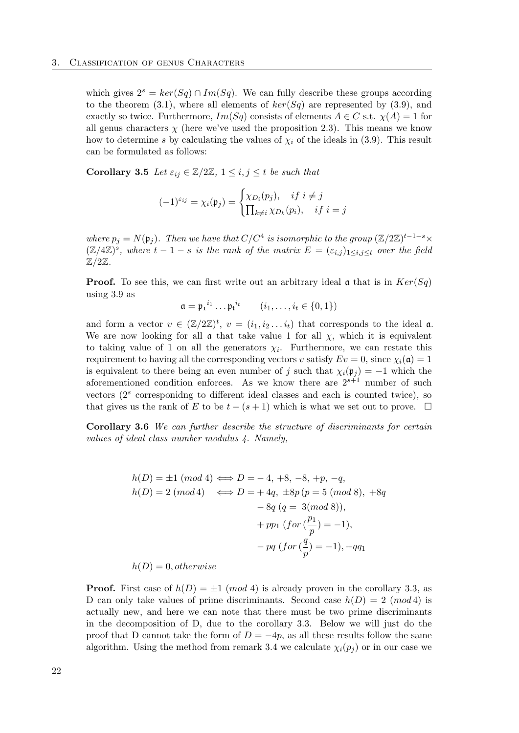which gives $2^s = ker(Sq) \cap Im(Sq)$. We can fully describe these groups according to the theorem (3.1), where all elements of $ker(Sq)$ are represented by (3.9), and exactly so twice. Furthermore, $Im(Sq)$ consists of elements $A \in C$ s.t. $\chi(A) = 1$ for all genus characters $\chi$ (here we've used the proposition 2.3). This means we know how to determine $s$ by calculating the values of $\chi_i$ of the ideals in (3.9). This result can be formulated as follows:

**Corollary 3.5** *Let $\varepsilon_{ij} \in \mathbb{Z}/2\mathbb{Z}$, $1 \leq i, j \leq t$ be such that*

$$(-1)^{\varepsilon_{ij}} = \chi_i(\mathfrak{p}_j) = \begin{cases} \chi_{D_i}(p_j), & if\ i \neq j \\ \prod_{k \neq i} \chi_{D_k}(p_i), & if\ i = j \end{cases}$$

*where $p_j = N(\mathfrak{p}_j)$. Then we have that $C/C^4$ is isomorphic to the group $(\mathbb{Z}/2\mathbb{Z})^{t-1-s} \times (\mathbb{Z}/4\mathbb{Z})^s$, where $t-1-s$ is the rank of the matrix $E = (\varepsilon_{i,j})_{1 \leq i,j \leq t}$ over the field $\mathbb{Z}/2\mathbb{Z}$.*

**Proof.** To see this, we can first write out an arbitrary ideal $\mathfrak{a}$ that is in $Ker(Sq)$ using 3.9 as

$$\mathfrak{a} = \mathfrak{p_1}^{i_1} \dots \mathfrak{p_t}^{i_t} \qquad (i_1, \dots, i_t \in \{0, 1\})$$

and form a vector $v \in (\mathbb{Z}/2\mathbb{Z})^t$, $v = (i_1, i_2 \dots i_t)$ that corresponds to the ideal $\mathfrak{a}$. We are now looking for all $\mathfrak{a}$ that take value 1 for all $\chi$, which it is equivalent to taking value of 1 on all the generators $\chi_i$. Furthermore, we can restate this requirement to having all the corresponding vectors $v$ satisfy $Ev = 0$, since $\chi_i(\mathfrak{a}) = 1$ is equivalent to there being an even number of $j$ such that $\chi_i(\mathfrak{p}_j) = -1$ which the aforementioned condition enforces. As we know there are $2^{s+1}$ number of such vectors ($2^s$ corresponidng to different ideal classes and each is counted twice), so that gives us the rank of $E$ to be $t - (s+1)$ which is what we set out to prove. $\square$

**Corollary 3.6** *We can further describe the structure of discriminants for certain values of ideal class number modulus 4. Namely,*

$$\begin{aligned}
h(D) = \pm 1\ (mod\ 4) &\iff D = -4,\ +8,\ -8,\ +p,\ -q, \\
h(D) = 2\ (mod\, 4) &\iff D = +4q,\ \pm 8p\, (p = 5\ (mod\ 8),\ +8q \\
&\qquad -8q\ (q =\ 3 (mod\ 8)), \\
&\qquad + pp_1\ (for\ (\frac{p_1}{p}) = -1), \\
&\qquad - pq\ (for\ (\frac{q}{p}) = -1), +qq_1 \\
h(D) = 0, otherwise &
\end{aligned}$$

**Proof.** First case of $h(D) = \pm 1$ $(mod\ 4)$ is already proven in the corollary 3.3, as D can only take values of prime discriminants. Second case $h(D) = 2$ $(mod\, 4)$ is actually new, and here we can note that there must be two prime discriminants in the decomposition of D, due to the corollary 3.3. Below we will just do the proof that D cannot take the form of $D = -4p$, as all these results follow the same algorithm. Using the method from remark 3.4 we calculate $\chi_i(p_j)$ or in our case we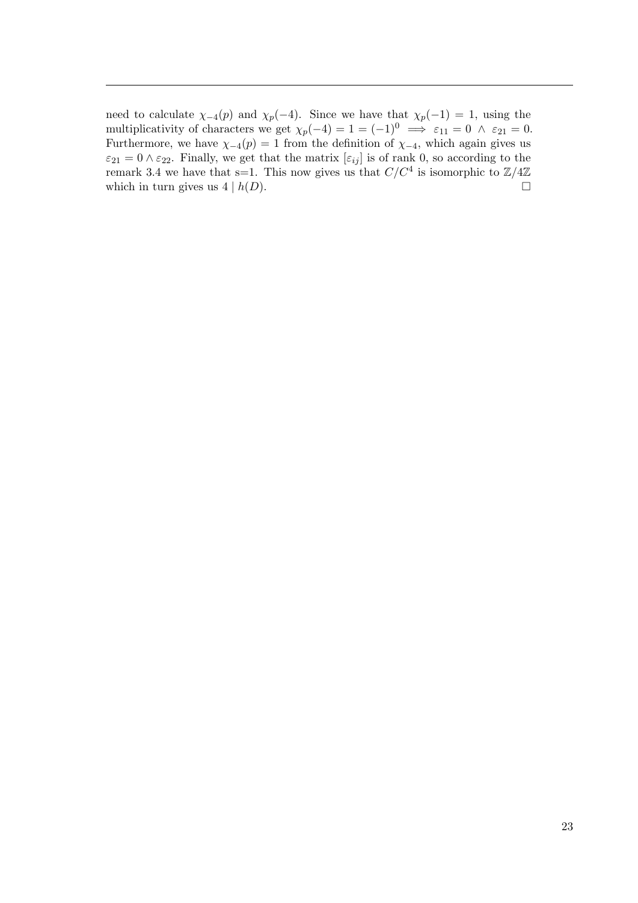need to calculate $\chi_{-4}(p)$ and $\chi_p(-4)$. Since we have that $\chi_p(-1) = 1$, using the multiplicativity of characters we get $\chi_p(-4) = 1 = (-1)^0 \implies \varepsilon_{11} = 0 \ \wedge \ \varepsilon_{21} = 0$. Furthermore, we have $\chi_{-4}(p) = 1$ from the definition of $\chi_{-4}$, which again gives us $\varepsilon_{21} = 0 \wedge \varepsilon_{22}$. Finally, we get that the matrix $[\varepsilon_{ij}]$ is of rank 0, so according to the remark 3.4 we have that s=1. This now gives us that $C/C^4$ is isomorphic to $\mathbb{Z}/4\mathbb{Z}$ which in turn gives us $4 \mid h(D)$. $\square$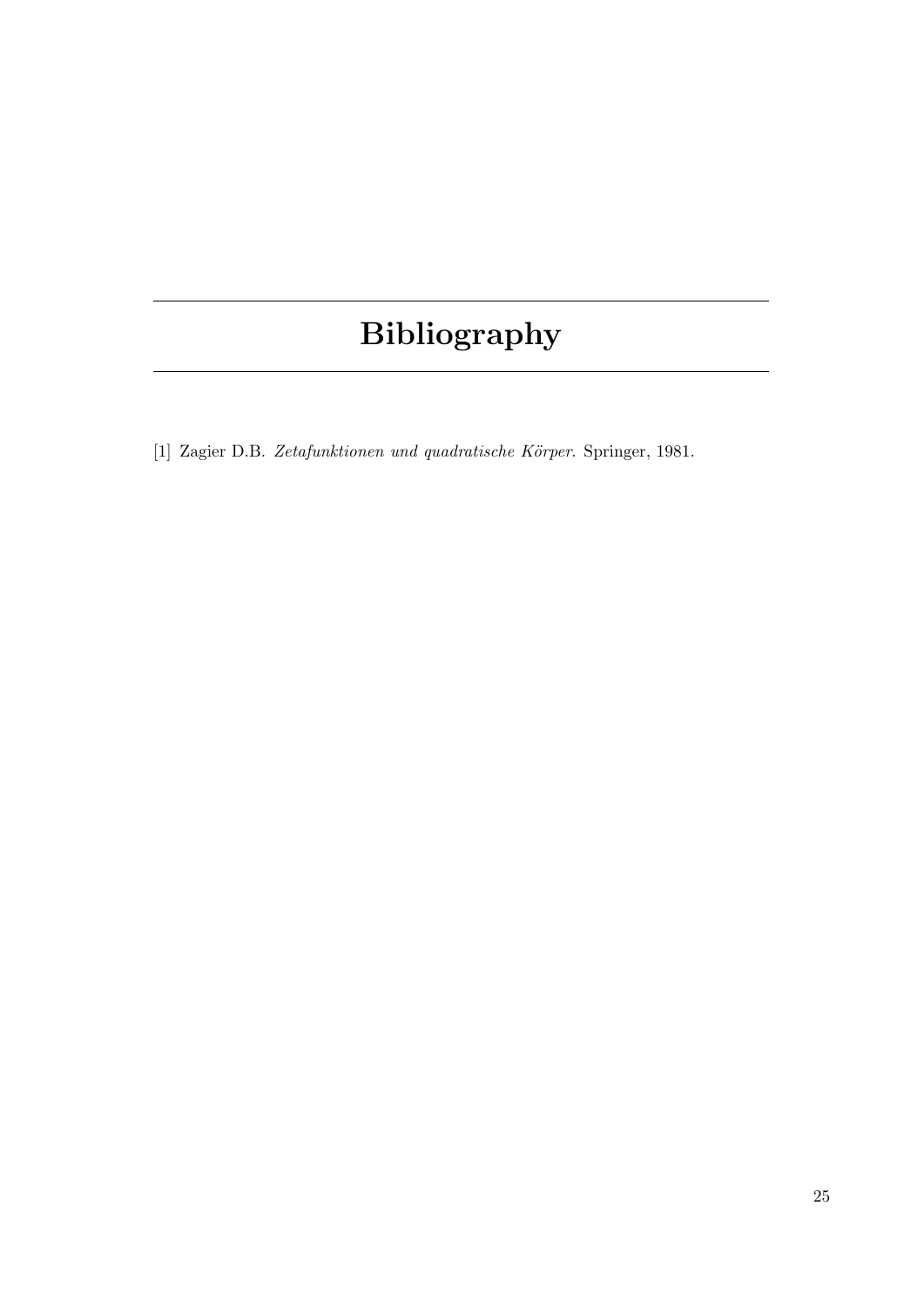# Bibliography

[1] Zagier D.B. *Zetafunktionen und quadratische Körper*. Springer, 1981.